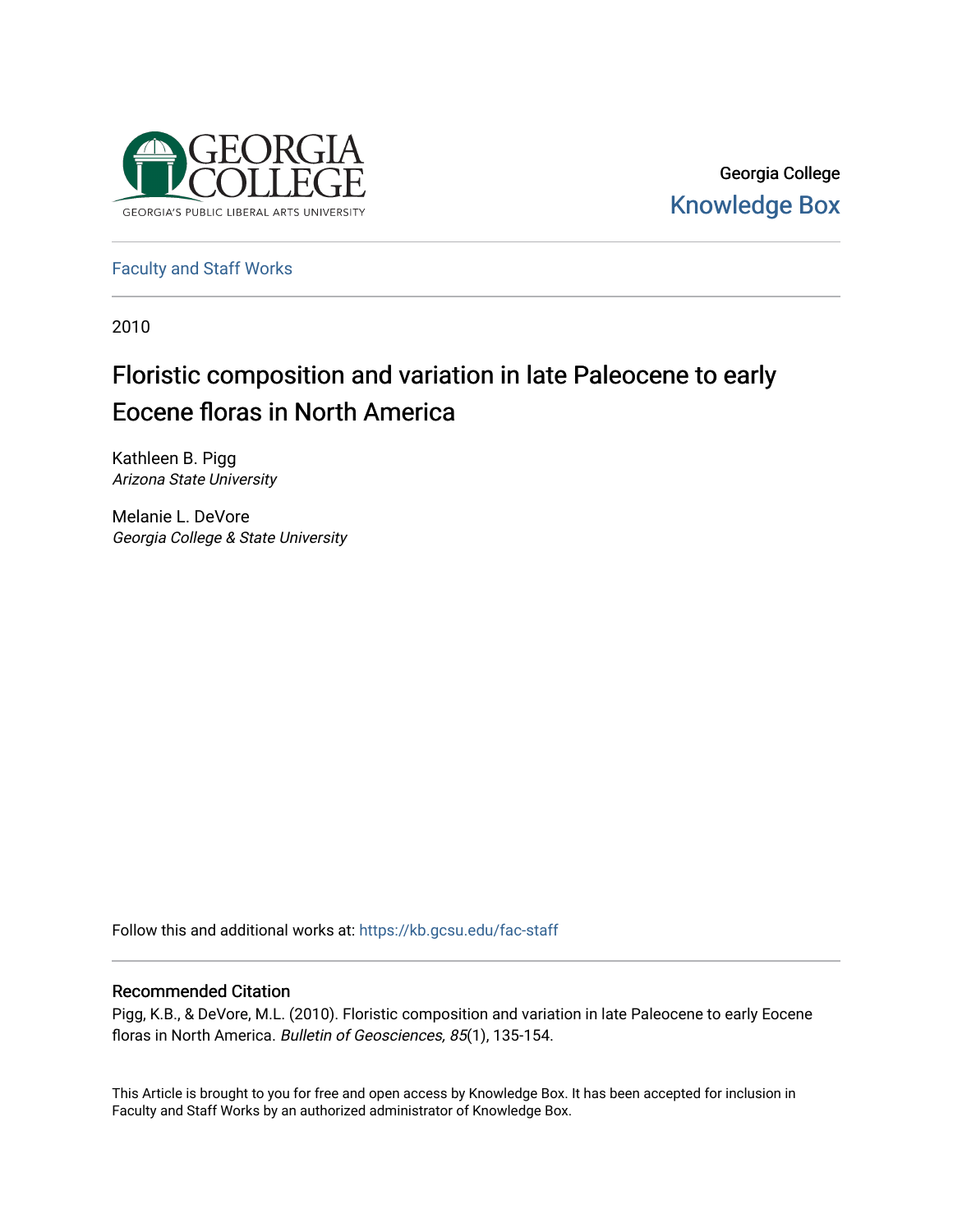Georgia College
Knowledge Box

Faculty and Staff Works

2010

# Floristic composition and variation in late Paleocene to early Eocene floras in North America

Kathleen B. Pigg
*Arizona State University*

Melanie L. DeVore
*Georgia College & State University*

Follow this and additional works at: https://kb.gcsu.edu/fac-staff

## Recommended Citation

Pigg, K.B., & DeVore, M.L. (2010). Floristic composition and variation in late Paleocene to early Eocene floras in North America. *Bulletin of Geosciences, 85*(1), 135-154.

This Article is brought to you for free and open access by Knowledge Box. It has been accepted for inclusion in Faculty and Staff Works by an authorized administrator of Knowledge Box.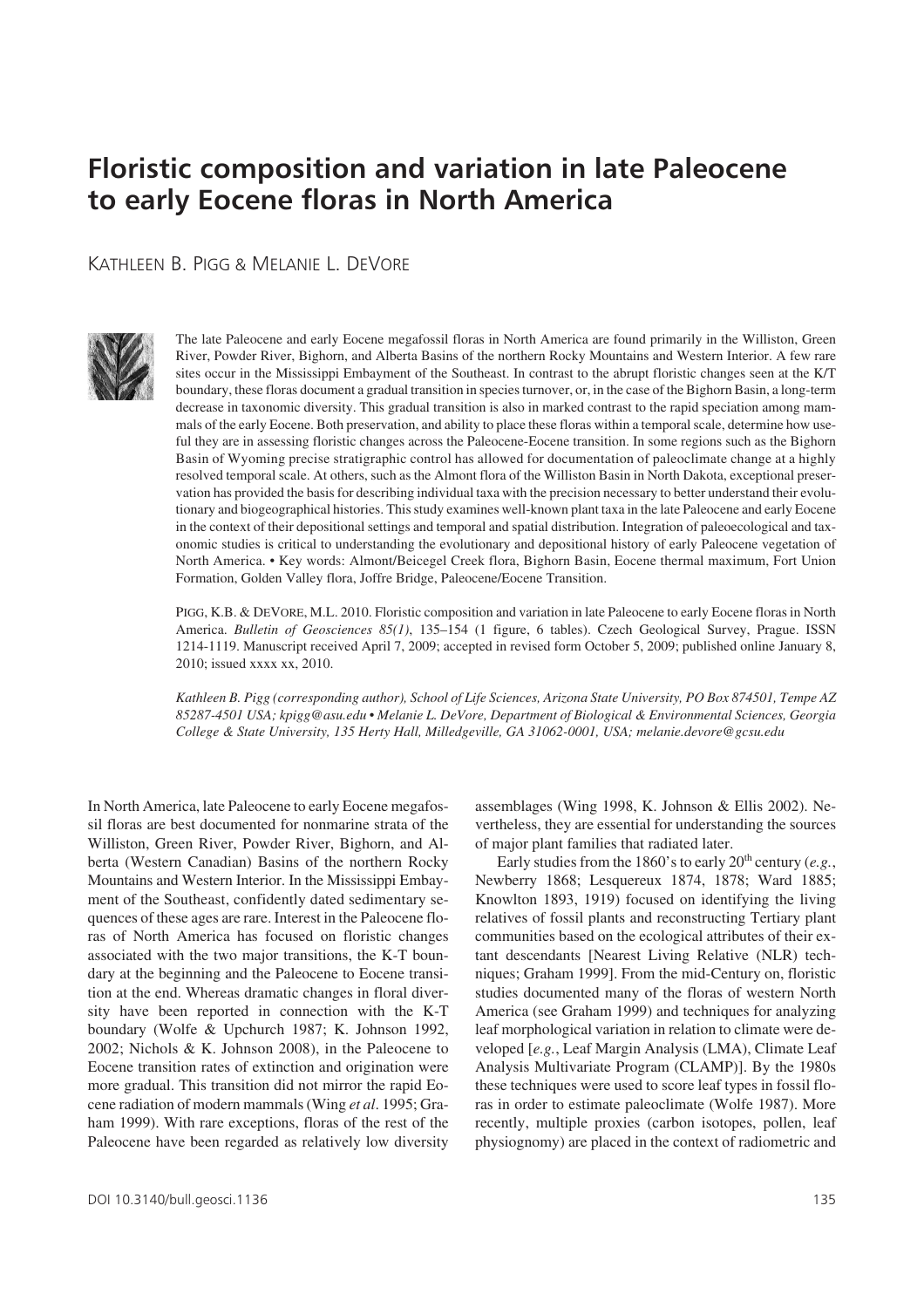# Floristic composition and variation in late Paleocene to early Eocene floras in North America

KATHLEEN B. PIGG & MELANIE L. DEVORE

The late Paleocene and early Eocene megafossil floras in North America are found primarily in the Williston, Green River, Powder River, Bighorn, and Alberta Basins of the northern Rocky Mountains and Western Interior. A few rare sites occur in the Mississippi Embayment of the Southeast. In contrast to the abrupt floristic changes seen at the K/T boundary, these floras document a gradual transition in species turnover, or, in the case of the Bighorn Basin, a long-term decrease in taxonomic diversity. This gradual transition is also in marked contrast to the rapid speciation among mammals of the early Eocene. Both preservation, and ability to place these floras within a temporal scale, determine how useful they are in assessing floristic changes across the Paleocene-Eocene transition. In some regions such as the Bighorn Basin of Wyoming precise stratigraphic control has allowed for documentation of paleoclimate change at a highly resolved temporal scale. At others, such as the Almont flora of the Williston Basin in North Dakota, exceptional preservation has provided the basis for describing individual taxa with the precision necessary to better understand their evolutionary and biogeographical histories. This study examines well-known plant taxa in the late Paleocene and early Eocene in the context of their depositional settings and temporal and spatial distribution. Integration of paleoecological and taxonomic studies is critical to understanding the evolutionary and depositional history of early Paleocene vegetation of North America. • Key words: Almont/Beicegel Creek flora, Bighorn Basin, Eocene thermal maximum, Fort Union Formation, Golden Valley flora, Joffre Bridge, Paleocene/Eocene Transition.

PIGG, K.B. & DEVORE, M.L. 2010. Floristic composition and variation in late Paleocene to early Eocene floras in North America. *Bulletin of Geosciences 85(1)*, 135–154 (1 figure, 6 tables). Czech Geological Survey, Prague. ISSN 1214-1119. Manuscript received April 7, 2009; accepted in revised form October 5, 2009; published online January 8, 2010; issued xxxx xx, 2010.

*Kathleen B. Pigg (corresponding author), School of Life Sciences, Arizona State University, PO Box 874501, Tempe AZ 85287-4501 USA; kpigg@asu.edu • Melanie L. DeVore, Department of Biological & Environmental Sciences, Georgia College & State University, 135 Herty Hall, Milledgeville, GA 31062-0001, USA; melanie.devore@gcsu.edu*

In North America, late Paleocene to early Eocene megafossil floras are best documented for nonmarine strata of the Williston, Green River, Powder River, Bighorn, and Alberta (Western Canadian) Basins of the northern Rocky Mountains and Western Interior. In the Mississippi Embayment of the Southeast, confidently dated sedimentary sequences of these ages are rare. Interest in the Paleocene floras of North America has focused on floristic changes associated with the two major transitions, the K-T boundary at the beginning and the Paleocene to Eocene transition at the end. Whereas dramatic changes in floral diversity have been reported in connection with the K-T boundary (Wolfe & Upchurch 1987; K. Johnson 1992, 2002; Nichols & K. Johnson 2008), in the Paleocene to Eocene transition rates of extinction and origination were more gradual. This transition did not mirror the rapid Eocene radiation of modern mammals (Wing *et al*. 1995; Graham 1999). With rare exceptions, floras of the rest of the Paleocene have been regarded as relatively low diversity assemblages (Wing 1998, K. Johnson & Ellis 2002). Nevertheless, they are essential for understanding the sources of major plant families that radiated later.

Early studies from the 1860's to early 20th century (*e.g.*, Newberry 1868; Lesquereux 1874, 1878; Ward 1885; Knowlton 1893, 1919) focused on identifying the living relatives of fossil plants and reconstructing Tertiary plant communities based on the ecological attributes of their extant descendants [Nearest Living Relative (NLR) techniques; Graham 1999]. From the mid-Century on, floristic studies documented many of the floras of western North America (see Graham 1999) and techniques for analyzing leaf morphological variation in relation to climate were developed [*e.g.*, Leaf Margin Analysis (LMA), Climate Leaf Analysis Multivariate Program (CLAMP)]. By the 1980s these techniques were used to score leaf types in fossil floras in order to estimate paleoclimate (Wolfe 1987). More recently, multiple proxies (carbon isotopes, pollen, leaf physiognomy) are placed in the context of radiometric and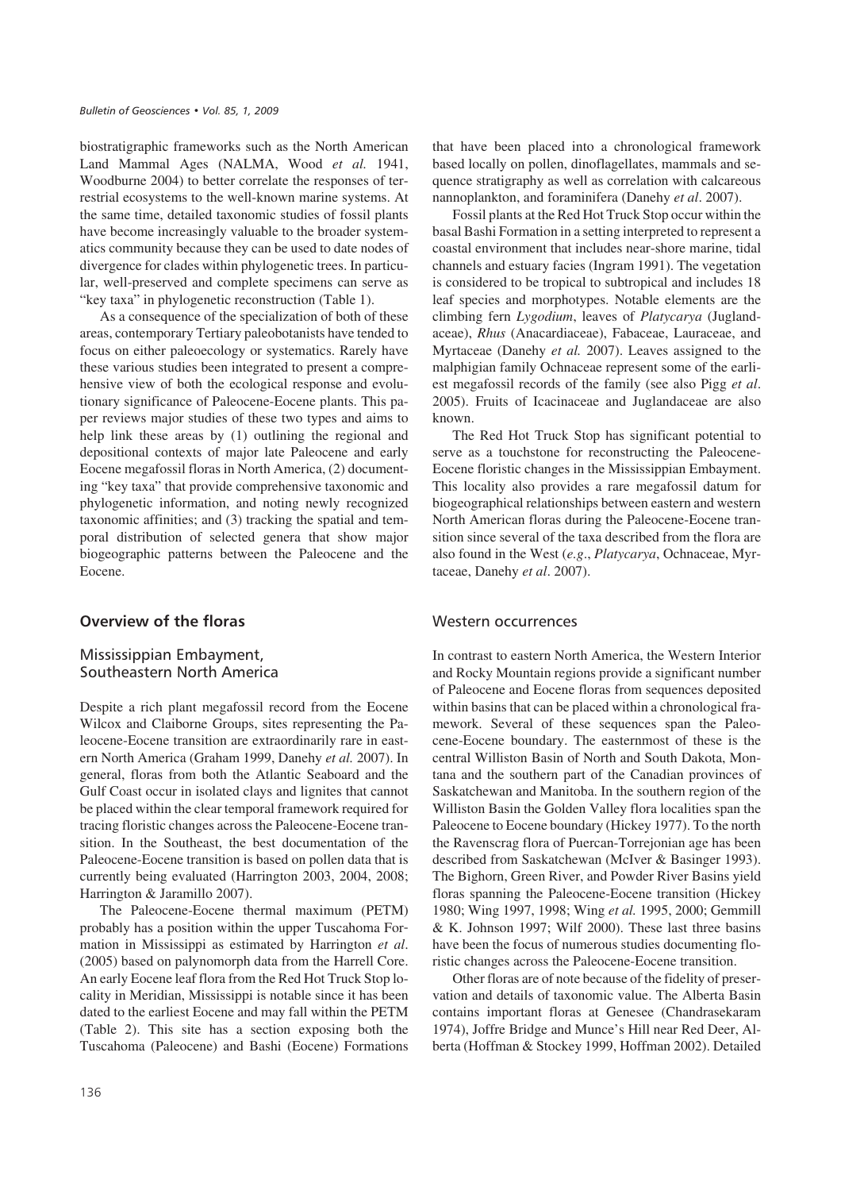biostratigraphic frameworks such as the North American Land Mammal Ages (NALMA, Wood *et al.* 1941, Woodburne 2004) to better correlate the responses of terrestrial ecosystems to the well-known marine systems. At the same time, detailed taxonomic studies of fossil plants have become increasingly valuable to the broader systematics community because they can be used to date nodes of divergence for clades within phylogenetic trees. In particular, well-preserved and complete specimens can serve as "key taxa" in phylogenetic reconstruction (Table 1).

As a consequence of the specialization of both of these areas, contemporary Tertiary paleobotanists have tended to focus on either paleoecology or systematics. Rarely have these various studies been integrated to present a comprehensive view of both the ecological response and evolutionary significance of Paleocene-Eocene plants. This paper reviews major studies of these two types and aims to help link these areas by (1) outlining the regional and depositional contexts of major late Paleocene and early Eocene megafossil floras in North America, (2) documenting "key taxa" that provide comprehensive taxonomic and phylogenetic information, and noting newly recognized taxonomic affinities; and (3) tracking the spatial and temporal distribution of selected genera that show major biogeographic patterns between the Paleocene and the Eocene.

## Overview of the floras

### Mississippian Embayment, Southeastern North America

Despite a rich plant megafossil record from the Eocene Wilcox and Claiborne Groups, sites representing the Paleocene-Eocene transition are extraordinarily rare in eastern North America (Graham 1999, Danehy *et al.* 2007). In general, floras from both the Atlantic Seaboard and the Gulf Coast occur in isolated clays and lignites that cannot be placed within the clear temporal framework required for tracing floristic changes across the Paleocene-Eocene transition. In the Southeast, the best documentation of the Paleocene-Eocene transition is based on pollen data that is currently being evaluated (Harrington 2003, 2004, 2008; Harrington & Jaramillo 2007).

The Paleocene-Eocene thermal maximum (PETM) probably has a position within the upper Tuscahoma Formation in Mississippi as estimated by Harrington *et al*. (2005) based on palynomorph data from the Harrell Core. An early Eocene leaf flora from the Red Hot Truck Stop locality in Meridian, Mississippi is notable since it has been dated to the earliest Eocene and may fall within the PETM (Table 2). This site has a section exposing both the Tuscahoma (Paleocene) and Bashi (Eocene) Formations that have been placed into a chronological framework based locally on pollen, dinoflagellates, mammals and sequence stratigraphy as well as correlation with calcareous nannoplankton, and foraminifera (Danehy *et al*. 2007).

Fossil plants at the Red Hot Truck Stop occur within the basal Bashi Formation in a setting interpreted to represent a coastal environment that includes near-shore marine, tidal channels and estuary facies (Ingram 1991). The vegetation is considered to be tropical to subtropical and includes 18 leaf species and morphotypes. Notable elements are the climbing fern *Lygodium*, leaves of *Platycarya* (Juglandaceae), *Rhus* (Anacardiaceae), Fabaceae, Lauraceae, and Myrtaceae (Danehy *et al.* 2007). Leaves assigned to the malphigian family Ochnaceae represent some of the earliest megafossil records of the family (see also Pigg *et al*. 2005). Fruits of Icacinaceae and Juglandaceae are also known.

The Red Hot Truck Stop has significant potential to serve as a touchstone for reconstructing the Paleocene-Eocene floristic changes in the Mississippian Embayment. This locality also provides a rare megafossil datum for biogeographical relationships between eastern and western North American floras during the Paleocene-Eocene transition since several of the taxa described from the flora are also found in the West (*e.g*., *Platycarya*, Ochnaceae, Myrtaceae, Danehy *et al*. 2007).

### Western occurrences

In contrast to eastern North America, the Western Interior and Rocky Mountain regions provide a significant number of Paleocene and Eocene floras from sequences deposited within basins that can be placed within a chronological framework. Several of these sequences span the Paleocene-Eocene boundary. The easternmost of these is the central Williston Basin of North and South Dakota, Montana and the southern part of the Canadian provinces of Saskatchewan and Manitoba. In the southern region of the Williston Basin the Golden Valley flora localities span the Paleocene to Eocene boundary (Hickey 1977). To the north the Ravenscrag flora of Puercan-Torrejonian age has been described from Saskatchewan (McIver & Basinger 1993). The Bighorn, Green River, and Powder River Basins yield floras spanning the Paleocene-Eocene transition (Hickey 1980; Wing 1997, 1998; Wing *et al.* 1995, 2000; Gemmill & K. Johnson 1997; Wilf 2000). These last three basins have been the focus of numerous studies documenting floristic changes across the Paleocene-Eocene transition.

Other floras are of note because of the fidelity of preservation and details of taxonomic value. The Alberta Basin contains important floras at Genesee (Chandrasekaram 1974), Joffre Bridge and Munce's Hill near Red Deer, Alberta (Hoffman & Stockey 1999, Hoffman 2002). Detailed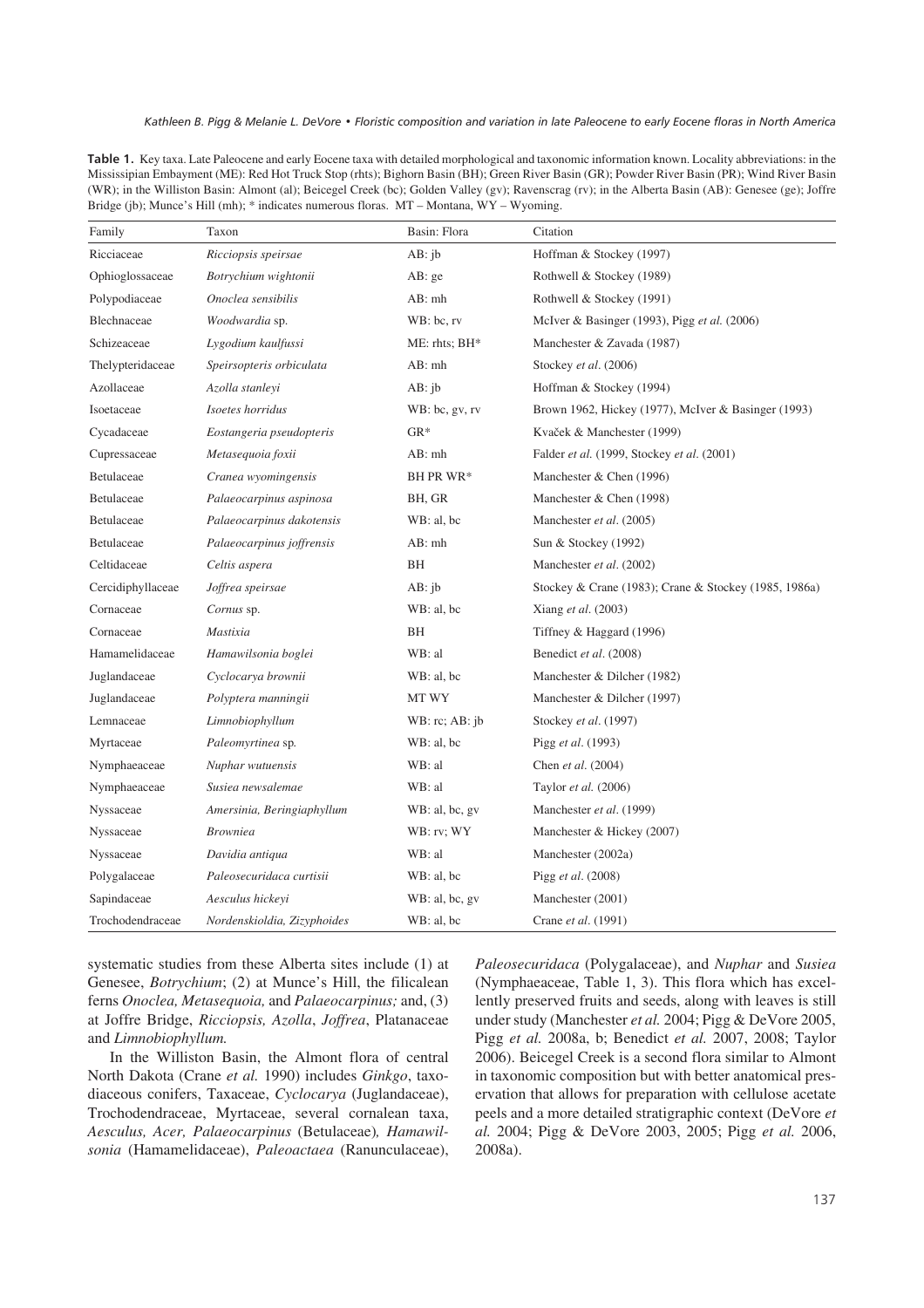**Table 1.** Key taxa. Late Paleocene and early Eocene taxa with detailed morphological and taxonomic information known. Locality abbreviations: in the Mississipian Embayment (ME): Red Hot Truck Stop (rhts); Bighorn Basin (BH); Green River Basin (GR); Powder River Basin (PR); Wind River Basin (WR); in the Williston Basin: Almont (al); Beicegel Creek (bc); Golden Valley (gv); Ravenscrag (rv); in the Alberta Basin (AB): Genesee (ge); Joffre Bridge (jb); Munce's Hill (mh); * indicates numerous floras. MT – Montana, WY – Wyoming.

| Family | Taxon | Basin: Flora | Citation |
|---|---|---|---|
| Ricciaceae | *Ricciopsis speirsae* | AB: jb | Hoffman & Stockey (1997) |
| Ophioglossaceae | *Botrychium wightonii* | AB: ge | Rothwell & Stockey (1989) |
| Polypodiaceae | *Onoclea sensibilis* | AB: mh | Rothwell & Stockey (1991) |
| Blechnaceae | *Woodwardia* sp. | WB: bc, rv | McIver & Basinger (1993), Pigg *et al.* (2006) |
| Schizeaceae | *Lygodium kaulfussi* | ME: rhts; BH* | Manchester & Zavada (1987) |
| Thelypteridaceae | *Speirsopteris orbiculata* | AB: mh | Stockey *et al*. (2006) |
| Azollaceae | *Azolla stanleyi* | AB: jb | Hoffman & Stockey (1994) |
| Isoetaceae | *Isoetes horridus* | WB: bc, gv, rv | Brown 1962, Hickey (1977), McIver & Basinger (1993) |
| Cycadaceae | *Eostangeria pseudopteris* | GR* | Kvaček & Manchester (1999) |
| Cupressaceae | *Metasequoia foxii* | AB: mh | Falder *et al.* (1999, Stockey *et al*. (2001) |
| Betulaceae | *Cranea wyomingensis* | BH PR WR* | Manchester & Chen (1996) |
| Betulaceae | *Palaeocarpinus aspinosa* | BH, GR | Manchester & Chen (1998) |
| Betulaceae | *Palaeocarpinus dakotensis* | WB: al, bc | Manchester *et al*. (2005) |
| Betulaceae | *Palaeocarpinus joffrensis* | AB: mh | Sun & Stockey (1992) |
| Celtidaceae | *Celtis aspera* | BH | Manchester *et al*. (2002) |
| Cercidiphyllaceae | *Joffrea speirsae* | AB: jb | Stockey & Crane (1983); Crane & Stockey (1985, 1986a) |
| Cornaceae | *Cornus* sp. | WB: al, bc | Xiang *et al*. (2003) |
| Cornaceae | *Mastixia* | BH | Tiffney & Haggard (1996) |
| Hamamelidaceae | *Hamawilsonia boglei* | WB: al | Benedict *et al*. (2008) |
| Juglandaceae | *Cyclocarya brownii* | WB: al, bc | Manchester & Dilcher (1982) |
| Juglandaceae | *Polyptera manningii* | MT WY | Manchester & Dilcher (1997) |
| Lemnaceae | *Limnobiophyllum* | WB: rc; AB: jb | Stockey *et al*. (1997) |
| Myrtaceae | *Paleomyrtinea* sp. | WB: al, bc | Pigg *et al*. (1993) |
| Nymphaeaceae | *Nuphar wutuensis* | WB: al | Chen *et al*. (2004) |
| Nymphaeaceae | *Susiea newsalemae* | WB: al | Taylor *et al.* (2006) |
| Nyssaceae | *Amersinia, Beringiaphyllum* | WB: al, bc, gv | Manchester *et al*. (1999) |
| Nyssaceae | *Browniea* | WB: rv; WY | Manchester & Hickey (2007) |
| Nyssaceae | *Davidia antiqua* | WB: al | Manchester (2002a) |
| Polygalaceae | *Paleosecuridaca curtisii* | WB: al, bc | Pigg *et al*. (2008) |
| Sapindaceae | *Aesculus hickeyi* | WB: al, bc, gv | Manchester (2001) |
| Trochodendraceae | *Nordenskioldia, Zizyphoides* | WB: al, bc | Crane *et al*. (1991) |

systematic studies from these Alberta sites include (1) at Genesee, *Botrychium*; (2) at Munce's Hill, the filicalean ferns *Onoclea, Metasequoia,* and *Palaeocarpinus;* and, (3) at Joffre Bridge, *Ricciopsis, Azolla*, *Joffrea*, Platanaceae and *Limnobiophyllum.*

In the Williston Basin, the Almont flora of central North Dakota (Crane *et al.* 1990) includes *Ginkgo*, taxodiaceous conifers, Taxaceae, *Cyclocarya* (Juglandaceae), Trochodendraceae, Myrtaceae, several cornalean taxa, *Aesculus, Acer, Palaeocarpinus* (Betulaceae)*, Hamawilsonia* (Hamamelidaceae), *Paleoactaea* (Ranunculaceae), *Paleosecuridaca* (Polygalaceae), and *Nuphar* and *Susiea* (Nymphaeaceae, Table 1, 3). This flora which has excellently preserved fruits and seeds, along with leaves is still under study (Manchester *et al.* 2004; Pigg & DeVore 2005, Pigg *et al.* 2008a, b; Benedict *et al.* 2007, 2008; Taylor 2006). Beicegel Creek is a second flora similar to Almont in taxonomic composition but with better anatomical preservation that allows for preparation with cellulose acetate peels and a more detailed stratigraphic context (DeVore *et al.* 2004; Pigg & DeVore 2003, 2005; Pigg *et al.* 2006, 2008a).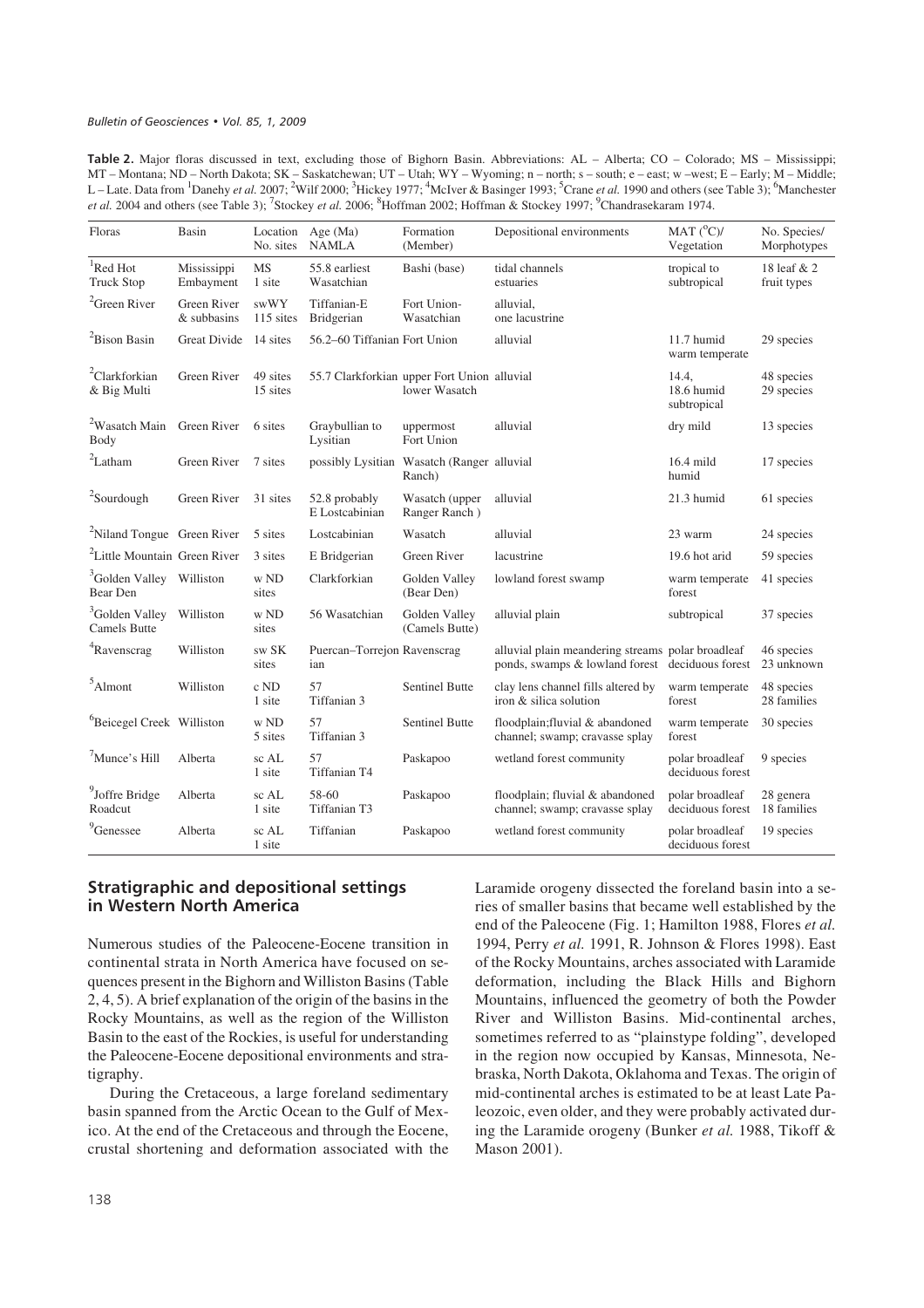**Table 2.** Major floras discussed in text, excluding those of Bighorn Basin. Abbreviations: AL – Alberta; CO – Colorado; MS – Mississippi; MT – Montana; ND – North Dakota; SK – Saskatchewan; UT – Utah; WY – Wyoming; n – north; s – south; e – east; w –west; E – Early; M – Middle; L – Late. Data from [1]Danehy *et al.* 2007; [2]Wilf 2000; [3]Hickey 1977; [4]McIver & Basinger 1993; [5]Crane *et al.* 1990 and others (see Table 3); [6]Manchester *et al.* 2004 and others (see Table 3); [7]Stockey *et al.* 2006; [8]Hoffman 2002; Hoffman & Stockey 1997; [9]Chandrasekaram 1974.

| Floras | Basin | Location No. sites | Age (Ma) NAMLA | Formation (Member) | Depositional environments | MAT (°C)/ Vegetation | No. Species/ Morphotypes |
|---|---|---|---|---|---|---|---|
| [1]Red Hot Truck Stop | Mississippi Embayment | MS 1 site | 55.8 earliest Wasatchian | Bashi (base) | tidal channels estuaries | tropical to subtropical | 18 leaf & 2 fruit types |
| [2]Green River | Green River & subbasins | swWY 115 sites | Tiffanian-E Bridgerian | Fort Union-Wasatchian | alluvial, one lacustrine | | |
| [2]Bison Basin | Great Divide | 14 sites | 56.2–60 Tiffanian | Fort Union | alluvial | 11.7 humid warm temperate | 29 species |
| [2]Clarkforkian & Big Multi | Green River | 49 sites 15 sites | 55.7 Clarkforkian | upper Fort Union lower Wasatch | alluvial | 14.4, 18.6 humid subtropical | 48 species 29 species |
| [2]Wasatch Main Body | Green River | 6 sites | Graybullian to Lysitian | uppermost Fort Union | alluvial | dry mild | 13 species |
| [2]Latham | Green River | 7 sites | possibly Lysitian | Wasatch (Ranger Ranch) | alluvial | 16.4 mild humid | 17 species |
| [2]Sourdough | Green River | 31 sites | 52.8 probably E Lostcabinian | Wasatch (upper Ranger Ranch ) | alluvial | 21.3 humid | 61 species |
| [2]Niland Tongue | Green River | 5 sites | Lostcabinian | Wasatch | alluvial | 23 warm | 24 species |
| [2]Little Mountain | Green River | 3 sites | E Bridgerian | Green River | lacustrine | 19.6 hot arid | 59 species |
| [3]Golden Valley Bear Den | Williston | w ND sites | Clarkforkian | Golden Valley (Bear Den) | lowland forest swamp | warm temperate forest | 41 species |
| [3]Golden Valley Camels Butte | Williston | w ND sites | 56 Wasatchian | Golden Valley (Camels Butte) | alluvial plain | subtropical | 37 species |
| [4]Ravenscrag | Williston | sw SK sites | Puercan–Torrejonian | Ravenscrag | alluvial plain meandering streams ponds, swamps & lowland forest | polar broadleaf deciduous forest | 46 species 23 unknown |
| [5]Almont | Williston | c ND 1 site | 57 Tiffanian 3 | Sentinel Butte | clay lens channel fills altered by iron & silica solution | warm temperate forest | 48 species 28 families |
| [6]Beicegel Creek | Williston | w ND 5 sites | 57 Tiffanian 3 | Sentinel Butte | floodplain;fluvial & abandoned channel; swamp; cravasse splay | warm temperate forest | 30 species |
| [7]Munce's Hill | Alberta | sc AL 1 site | 57 Tiffanian T4 | Paskapoo | wetland forest community | polar broadleaf deciduous forest | 9 species |
| [9]Joffre Bridge Roadcut | Alberta | sc AL 1 site | 58-60 Tiffanian T3 | Paskapoo | floodplain; fluvial & abandoned channel; swamp; cravasse splay | polar broadleaf deciduous forest | 28 genera 18 families |
| [9]Genessee | Alberta | sc AL 1 site | Tiffanian | Paskapoo | wetland forest community | polar broadleaf deciduous forest | 19 species |

## Stratigraphic and depositional settings in Western North America

Numerous studies of the Paleocene-Eocene transition in continental strata in North America have focused on sequences present in the Bighorn and Williston Basins (Table 2, 4, 5). A brief explanation of the origin of the basins in the Rocky Mountains, as well as the region of the Williston Basin to the east of the Rockies, is useful for understanding the Paleocene-Eocene depositional environments and stratigraphy.

During the Cretaceous, a large foreland sedimentary basin spanned from the Arctic Ocean to the Gulf of Mexico. At the end of the Cretaceous and through the Eocene, crustal shortening and deformation associated with the Laramide orogeny dissected the foreland basin into a series of smaller basins that became well established by the end of the Paleocene (Fig. 1; Hamilton 1988, Flores *et al.* 1994, Perry *et al.* 1991, R. Johnson & Flores 1998). East of the Rocky Mountains, arches associated with Laramide deformation, including the Black Hills and Bighorn Mountains, influenced the geometry of both the Powder River and Williston Basins. Mid-continental arches, sometimes referred to as "plainstype folding", developed in the region now occupied by Kansas, Minnesota, Nebraska, North Dakota, Oklahoma and Texas. The origin of mid-continental arches is estimated to be at least Late Paleozoic, even older, and they were probably activated during the Laramide orogeny (Bunker *et al.* 1988, Tikoff & Mason 2001).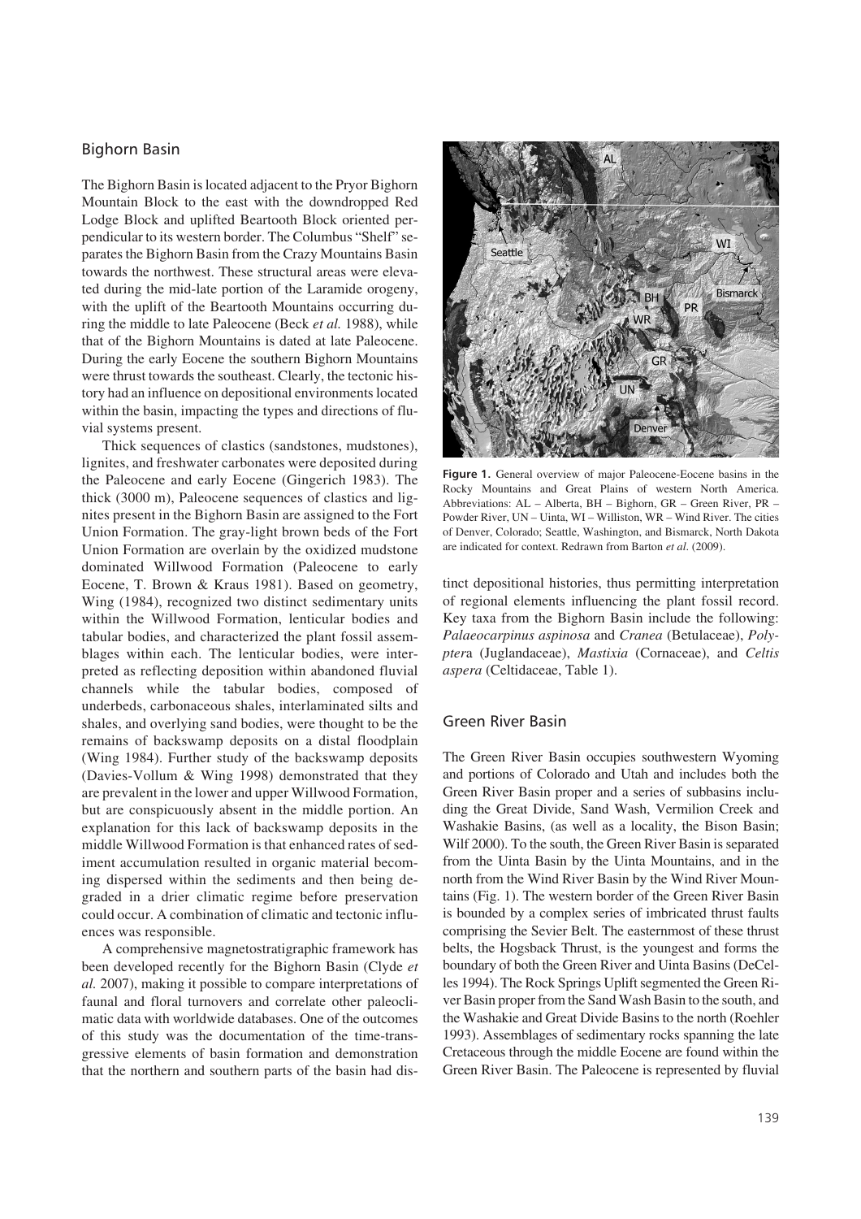## Bighorn Basin

The Bighorn Basin is located adjacent to the Pryor Bighorn Mountain Block to the east with the downdropped Red Lodge Block and uplifted Beartooth Block oriented perpendicular to its western border. The Columbus "Shelf" separates the Bighorn Basin from the Crazy Mountains Basin towards the northwest. These structural areas were elevated during the mid-late portion of the Laramide orogeny, with the uplift of the Beartooth Mountains occurring during the middle to late Paleocene (Beck *et al.* 1988), while that of the Bighorn Mountains is dated at late Paleocene. During the early Eocene the southern Bighorn Mountains were thrust towards the southeast. Clearly, the tectonic history had an influence on depositional environments located within the basin, impacting the types and directions of fluvial systems present.

Thick sequences of clastics (sandstones, mudstones), lignites, and freshwater carbonates were deposited during the Paleocene and early Eocene (Gingerich 1983). The thick (3000 m), Paleocene sequences of clastics and lignites present in the Bighorn Basin are assigned to the Fort Union Formation. The gray-light brown beds of the Fort Union Formation are overlain by the oxidized mudstone dominated Willwood Formation (Paleocene to early Eocene, T. Brown & Kraus 1981). Based on geometry, Wing (1984), recognized two distinct sedimentary units within the Willwood Formation, lenticular bodies and tabular bodies, and characterized the plant fossil assemblages within each. The lenticular bodies, were interpreted as reflecting deposition within abandoned fluvial channels while the tabular bodies, composed of underbeds, carbonaceous shales, interlaminated silts and shales, and overlying sand bodies, were thought to be the remains of backswamp deposits on a distal floodplain (Wing 1984). Further study of the backswamp deposits (Davies-Vollum & Wing 1998) demonstrated that they are prevalent in the lower and upper Willwood Formation, but are conspicuously absent in the middle portion. An explanation for this lack of backswamp deposits in the middle Willwood Formation is that enhanced rates of sediment accumulation resulted in organic material becoming dispersed within the sediments and then being degraded in a drier climatic regime before preservation could occur. A combination of climatic and tectonic influences was responsible.

A comprehensive magnetostratigraphic framework has been developed recently for the Bighorn Basin (Clyde *et al.* 2007), making it possible to compare interpretations of faunal and floral turnovers and correlate other paleoclimatic data with worldwide databases. One of the outcomes of this study was the documentation of the time-transgressive elements of basin formation and demonstration that the northern and southern parts of the basin had distinct depositional histories, thus permitting interpretation of regional elements influencing the plant fossil record. Key taxa from the Bighorn Basin include the following: *Palaeocarpinus aspinosa* and *Cranea* (Betulaceae), *Polyptera* (Juglandaceae), *Mastixia* (Cornaceae), and *Celtis aspera* (Celtidaceae, Table 1).

**Figure 1.** General overview of major Paleocene-Eocene basins in the Rocky Mountains and Great Plains of western North America. Abbreviations: AL – Alberta, BH – Bighorn, GR – Green River, PR – Powder River, UN – Uinta, WI – Williston, WR – Wind River. The cities of Denver, Colorado; Seattle, Washington, and Bismarck, North Dakota are indicated for context. Redrawn from Barton *et al.* (2009).

## Green River Basin

The Green River Basin occupies southwestern Wyoming and portions of Colorado and Utah and includes both the Green River Basin proper and a series of subbasins including the Great Divide, Sand Wash, Vermilion Creek and Washakie Basins, (as well as a locality, the Bison Basin; Wilf 2000). To the south, the Green River Basin is separated from the Uinta Basin by the Uinta Mountains, and in the north from the Wind River Basin by the Wind River Mountains (Fig. 1). The western border of the Green River Basin is bounded by a complex series of imbricated thrust faults comprising the Sevier Belt. The easternmost of these thrust belts, the Hogsback Thrust, is the youngest and forms the boundary of both the Green River and Uinta Basins (DeCelles 1994). The Rock Springs Uplift segmented the Green River Basin proper from the Sand Wash Basin to the south, and the Washakie and Great Divide Basins to the north (Roehler 1993). Assemblages of sedimentary rocks spanning the late Cretaceous through the middle Eocene are found within the Green River Basin. The Paleocene is represented by fluvial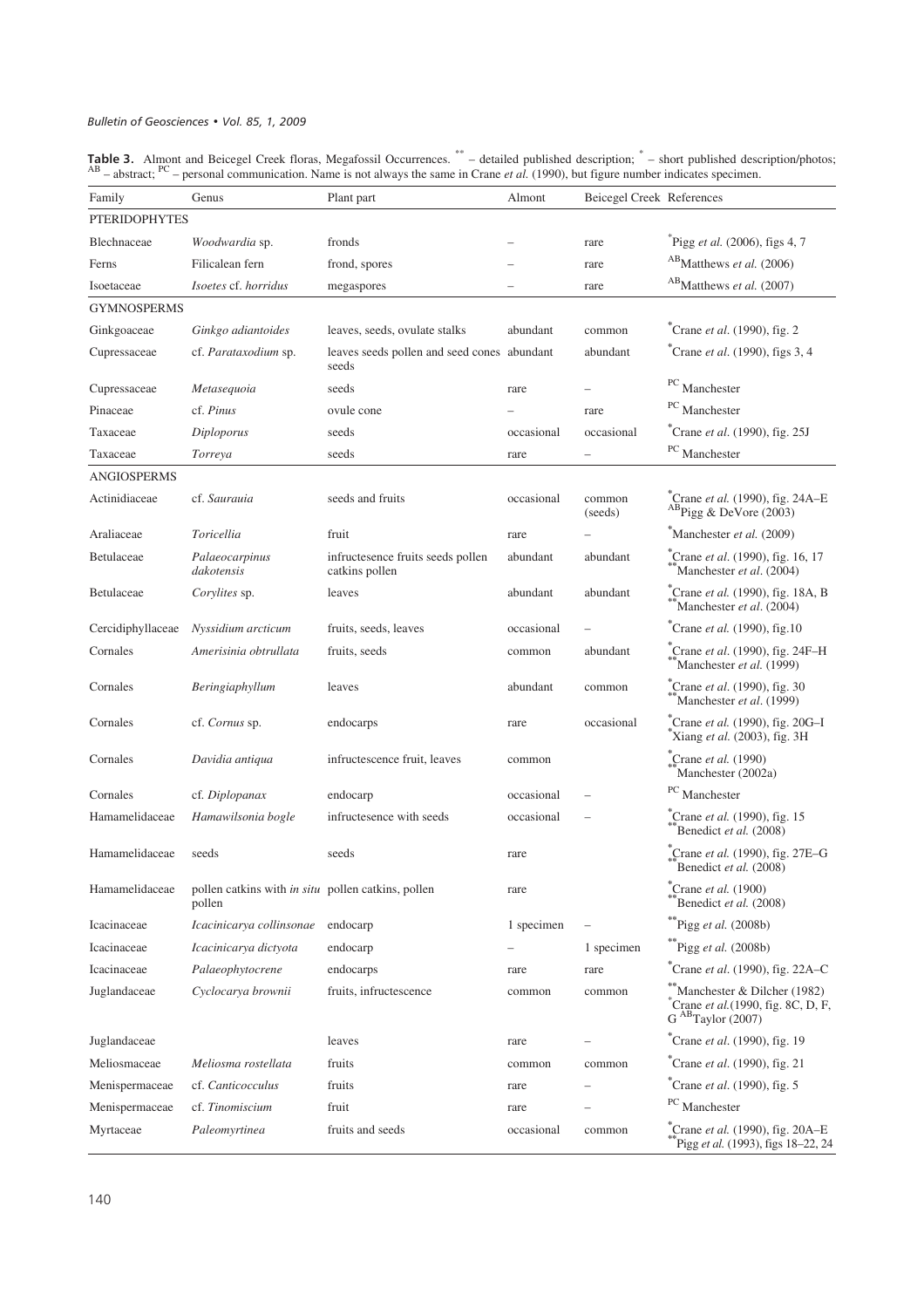**Table 3.** Almont and Beicegel Creek floras, Megafossil Occurrences. ** – detailed published description; * – short published description/photos; AB – abstract; PC – personal communication. Name is not always the same in Crane *et al.* (1990), but figure number indicates specimen.

| Family | Genus | Plant part | Almont | Beicegel Creek | References |
|---|---|---|---|---|---|
| PTERIDOPHYTES | | | | | |
| Blechnaceae | *Woodwardia* sp. | fronds | – | rare | *Pigg *et al.* (2006), figs 4, 7 |
| Ferns | Filicalean fern | frond, spores | – | rare | [AB]Matthews *et al.* (2006) |
| Isoetaceae | *Isoetes* cf. *horridus* | megaspores | – | rare | [AB]Matthews *et al.* (2007) |
| GYMNOSPERMS | | | | | |
| Ginkgoaceae | *Ginkgo adiantoides* | leaves, seeds, ovulate stalks | abundant | common | *Crane *et al.* (1990), fig. 2 |
| Cupressaceae | cf. *Parataxodium* sp. | leaves seeds pollen and seed cones seeds | abundant | abundant | *Crane *et al.* (1990), figs 3, 4 |
| Cupressaceae | *Metasequoia* | seeds | rare | – | [PC] Manchester |
| Pinaceae | cf. *Pinus* | ovule cone | – | rare | [PC] Manchester |
| Taxaceae | *Diploporus* | seeds | occasional | occasional | *Crane *et al.* (1990), fig. 25J |
| Taxaceae | *Torreya* | seeds | rare | – | [PC] Manchester |
| ANGIOSPERMS | | | | | |
| Actinidiaceae | cf. *Saurauia* | seeds and fruits | occasional | common (seeds) | *Crane *et al.* (1990), fig. 24A–E [AB]Pigg & DeVore (2003) |
| Araliaceae | *Toricellia* | fruit | rare | – | *Manchester *et al.* (2009) |
| Betulaceae | *Palaeocarpinus dakotensis* | infructesence fruits seeds pollen catkins pollen | abundant | abundant | *Crane *et al.* (1990), fig. 16, 17 **Manchester *et al*. (2004) |
| Betulaceae | *Corylites* sp. | leaves | abundant | abundant | *Crane *et al.* (1990), fig. 18A, B **Manchester *et al*. (2004) |
| Cercidiphyllaceae | *Nyssidium arcticum* | fruits, seeds, leaves | occasional | – | *Crane *et al.* (1990), fig.10 |
| Cornales | *Amerisinia obtrullata* | fruits, seeds | common | abundant | *Crane *et al.* (1990), fig. 24F–H **Manchester *et al.* (1999) |
| Cornales | *Beringiaphyllum* | leaves | abundant | common | *Crane *et al.* (1990), fig. 30 **Manchester *et al*. (1999) |
| Cornales | cf. *Cornus* sp. | endocarps | rare | occasional | *Crane *et al.* (1990), fig. 20G–I *Xiang *et al.* (2003), fig. 3H |
| Cornales | *Davidia antiqua* | infructescence fruit, leaves | common | | *Crane *et al.* (1990) **Manchester (2002a) |
| Cornales | cf. *Diplopanax* | endocarp | occasional | – | [PC] Manchester |
| Hamamelidaceae | *Hamawilsonia bogle* | infructesence with seeds | occasional | – | *Crane *et al.* (1990), fig. 15 **Benedict *et al.* (2008) |
| Hamamelidaceae | seeds | seeds | rare | | *Crane *et al.* (1990), fig. 27E–G **Benedict *et al.* (2008) |
| Hamamelidaceae | pollen catkins with *in situ* pollen | pollen catkins, pollen | rare | | *Crane *et al.* (1900) **Benedict *et al.* (2008) |
| Icacinaceae | *Icacinicarya collinsonae* | endocarp | 1 specimen | – | **Pigg *et al.* (2008b) |
| Icacinaceae | *Icacinicarya dictyota* | endocarp | – | 1 specimen | **Pigg *et al.* (2008b) |
| Icacinaceae | *Palaeophytocrene* | endocarps | rare | rare | *Crane *et al.* (1990), fig. 22A–C |
| Juglandaceae | *Cyclocarya brownii* | fruits, infructescence | common | common | **Manchester & Dilcher (1982) *Crane *et al.*(1990, fig. 8C, D, F, G [AB]Taylor (2007) |
| Juglandaceae | | leaves | rare | – | *Crane *et al.* (1990), fig. 19 |
| Meliosmaceae | *Meliosma rostellata* | fruits | common | common | *Crane *et al.* (1990), fig. 21 |
| Menispermaceae | cf. *Canticocculus* | fruits | rare | – | *Crane *et al.* (1990), fig. 5 |
| Menispermaceae | cf. *Tinomiscium* | fruit | rare | – | [PC] Manchester |
| Myrtaceae | *Paleomyrtinea* | fruits and seeds | occasional | common | *Crane *et al.* (1990), fig. 20A–E **Pigg *et al.* (1993), figs 18–22, 24 |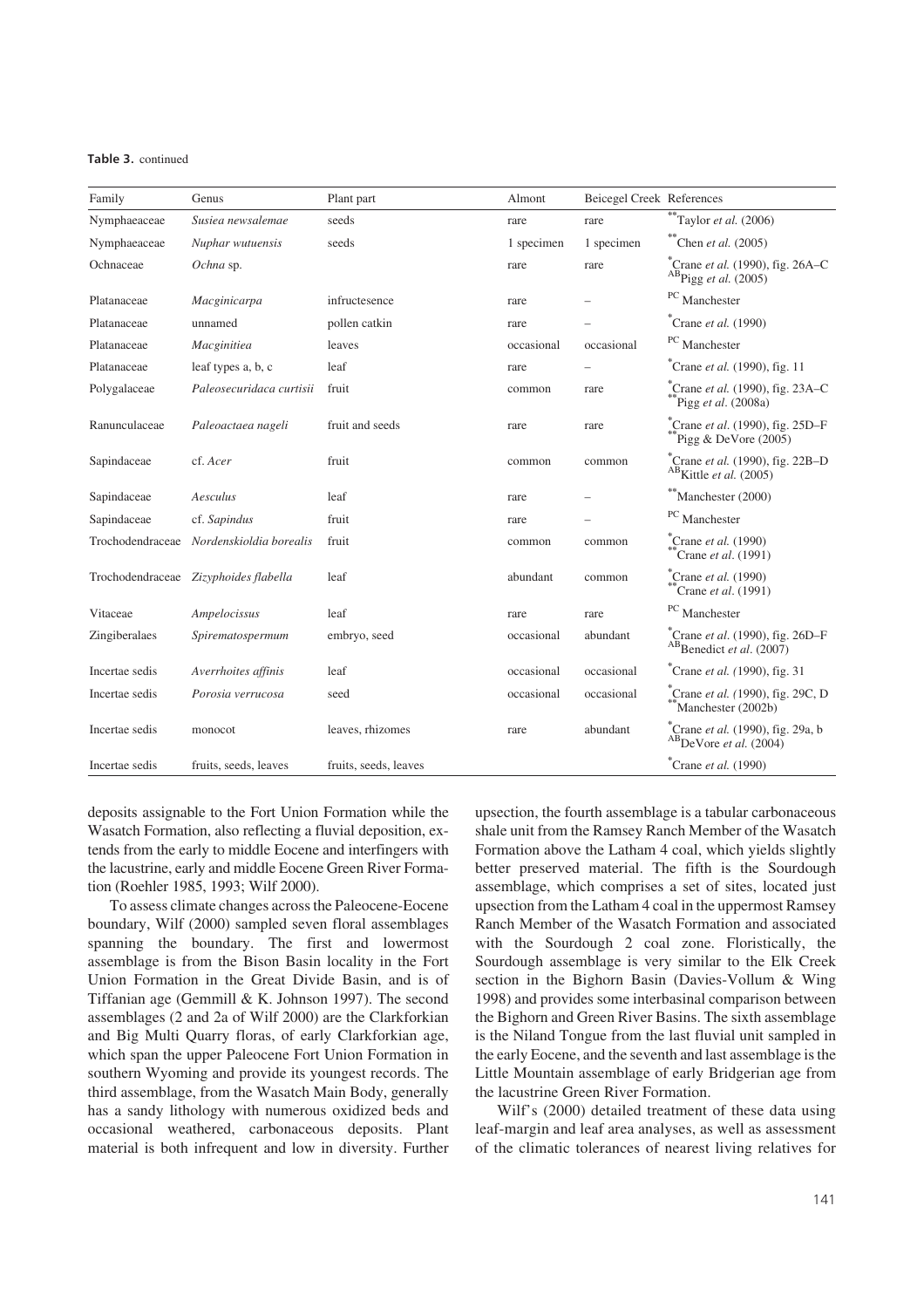**Table 3.** continued

| Family | Genus | Plant part | Almont | Beicegel Creek | References |
|---|---|---|---|---|---|
| Nymphaeaceae | *Susiea newsalemae* | seeds | rare | rare | **Taylor *et al.* (2006) |
| Nymphaeaceae | *Nuphar wutuensis* | seeds | 1 specimen | 1 specimen | **Chen *et al.* (2005) |
| Ochnaceae | *Ochna* sp. | | rare | rare | *Crane *et al.* (1990), fig. 26A–C<br>ABPigg *et al.* (2005) |
| Platanaceae | *Macginicarpa* | infructesence | rare | – | PC Manchester |
| Platanaceae | unnamed | pollen catkin | rare | – | *Crane *et al.* (1990) |
| Platanaceae | *Macginitiea* | leaves | occasional | occasional | PC Manchester |
| Platanaceae | leaf types a, b, c | leaf | rare | – | *Crane *et al.* (1990), fig. 11 |
| Polygalaceae | *Paleosecuridaca curtisii* | fruit | common | rare | *Crane *et al.* (1990), fig. 23A–C<br>**Pigg *et al.* (2008a) |
| Ranunculaceae | *Paleoactaea nageli* | fruit and seeds | rare | rare | *Crane *et al.* (1990), fig. 25D–F<br>**Pigg & DeVore (2005) |
| Sapindaceae | cf. *Acer* | fruit | common | common | *Crane *et al.* (1990), fig. 22B–D<br>ABKittle *et al.* (2005) |
| Sapindaceae | *Aesculus* | leaf | rare | – | **Manchester (2000) |
| Sapindaceae | cf. *Sapindus* | fruit | rare | – | PC Manchester |
| Trochodendraceae | *Nordenskioldia borealis* | fruit | common | common | *Crane *et al.* (1990)<br>**Crane *et al.* (1991) |
| Trochodendraceae | *Zizyphoides flabella* | leaf | abundant | common | *Crane *et al.* (1990)<br>**Crane *et al.* (1991) |
| Vitaceae | *Ampelocissus* | leaf | rare | rare | PC Manchester |
| Zingiberalaes | *Spirematospermum* | embryo, seed | occasional | abundant | *Crane *et al.* (1990), fig. 26D–F<br>ABBenedict *et al.* (2007) |
| Incertae sedis | *Averrhoites affinis* | leaf | occasional | occasional | *Crane *et al.* (1990), fig. 31 |
| Incertae sedis | *Porosia verrucosa* | seed | occasional | occasional | *Crane *et al.* (1990), fig. 29C, D<br>**Manchester (2002b) |
| Incertae sedis | monocot | leaves, rhizomes | rare | abundant | *Crane *et al.* (1990), fig. 29a, b<br>ABDeVore *et al.* (2004) |
| Incertae sedis | fruits, seeds, leaves | fruits, seeds, leaves | | | *Crane *et al.* (1990) |

deposits assignable to the Fort Union Formation while the Wasatch Formation, also reflecting a fluvial deposition, extends from the early to middle Eocene and interfingers with the lacustrine, early and middle Eocene Green River Formation (Roehler 1985, 1993; Wilf 2000).

To assess climate changes across the Paleocene-Eocene boundary, Wilf (2000) sampled seven floral assemblages spanning the boundary. The first and lowermost assemblage is from the Bison Basin locality in the Fort Union Formation in the Great Divide Basin, and is of Tiffanian age (Gemmill & K. Johnson 1997). The second assemblages (2 and 2a of Wilf 2000) are the Clarkforkian and Big Multi Quarry floras, of early Clarkforkian age, which span the upper Paleocene Fort Union Formation in southern Wyoming and provide its youngest records. The third assemblage, from the Wasatch Main Body, generally has a sandy lithology with numerous oxidized beds and occasional weathered, carbonaceous deposits. Plant material is both infrequent and low in diversity. Further upsection, the fourth assemblage is a tabular carbonaceous shale unit from the Ramsey Ranch Member of the Wasatch Formation above the Latham 4 coal, which yields slightly better preserved material. The fifth is the Sourdough assemblage, which comprises a set of sites, located just upsection from the Latham 4 coal in the uppermost Ramsey Ranch Member of the Wasatch Formation and associated with the Sourdough 2 coal zone. Floristically, the Sourdough assemblage is very similar to the Elk Creek section in the Bighorn Basin (Davies-Vollum & Wing 1998) and provides some interbasinal comparison between the Bighorn and Green River Basins. The sixth assemblage is the Niland Tongue from the last fluvial unit sampled in the early Eocene, and the seventh and last assemblage is the Little Mountain assemblage of early Bridgerian age from the lacustrine Green River Formation.

Wilf's (2000) detailed treatment of these data using leaf-margin and leaf area analyses, as well as assessment of the climatic tolerances of nearest living relatives for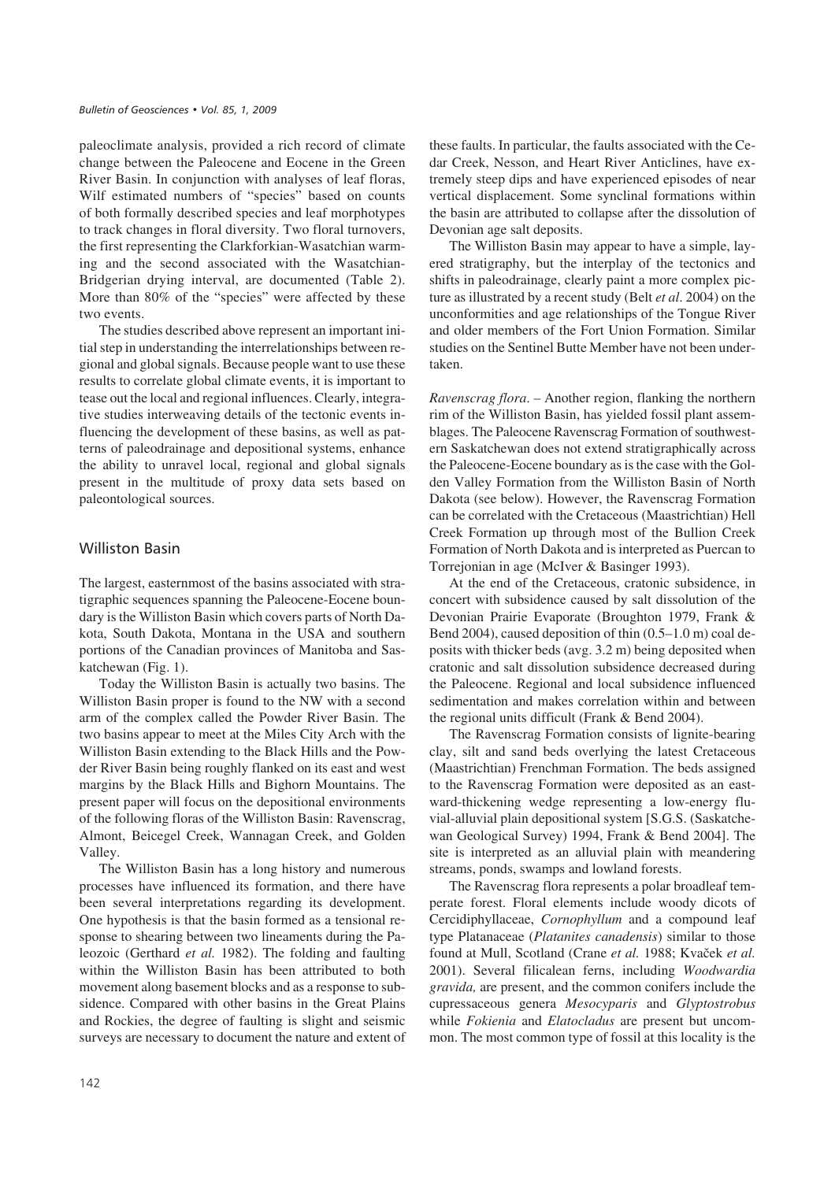paleoclimate analysis, provided a rich record of climate change between the Paleocene and Eocene in the Green River Basin. In conjunction with analyses of leaf floras, Wilf estimated numbers of "species" based on counts of both formally described species and leaf morphotypes to track changes in floral diversity. Two floral turnovers, the first representing the Clarkforkian-Wasatchian warming and the second associated with the Wasatchian-Bridgerian drying interval, are documented (Table 2). More than 80% of the "species" were affected by these two events.

The studies described above represent an important initial step in understanding the interrelationships between regional and global signals. Because people want to use these results to correlate global climate events, it is important to tease out the local and regional influences. Clearly, integrative studies interweaving details of the tectonic events influencing the development of these basins, as well as patterns of paleodrainage and depositional systems, enhance the ability to unravel local, regional and global signals present in the multitude of proxy data sets based on paleontological sources.

## Williston Basin

The largest, easternmost of the basins associated with stratigraphic sequences spanning the Paleocene-Eocene boundary is the Williston Basin which covers parts of North Dakota, South Dakota, Montana in the USA and southern portions of the Canadian provinces of Manitoba and Saskatchewan (Fig. 1).

Today the Williston Basin is actually two basins. The Williston Basin proper is found to the NW with a second arm of the complex called the Powder River Basin. The two basins appear to meet at the Miles City Arch with the Williston Basin extending to the Black Hills and the Powder River Basin being roughly flanked on its east and west margins by the Black Hills and Bighorn Mountains. The present paper will focus on the depositional environments of the following floras of the Williston Basin: Ravenscrag, Almont, Beicegel Creek, Wannagan Creek, and Golden Valley.

The Williston Basin has a long history and numerous processes have influenced its formation, and there have been several interpretations regarding its development. One hypothesis is that the basin formed as a tensional response to shearing between two lineaments during the Paleozoic (Gerthard *et al.* 1982). The folding and faulting within the Williston Basin has been attributed to both movement along basement blocks and as a response to subsidence. Compared with other basins in the Great Plains and Rockies, the degree of faulting is slight and seismic surveys are necessary to document the nature and extent of these faults. In particular, the faults associated with the Cedar Creek, Nesson, and Heart River Anticlines, have extremely steep dips and have experienced episodes of near vertical displacement. Some synclinal formations within the basin are attributed to collapse after the dissolution of Devonian age salt deposits.

The Williston Basin may appear to have a simple, layered stratigraphy, but the interplay of the tectonics and shifts in paleodrainage, clearly paint a more complex picture as illustrated by a recent study (Belt *et al*. 2004) on the unconformities and age relationships of the Tongue River and older members of the Fort Union Formation. Similar studies on the Sentinel Butte Member have not been undertaken.

*Ravenscrag flora*. – Another region, flanking the northern rim of the Williston Basin, has yielded fossil plant assemblages. The Paleocene Ravenscrag Formation of southwestern Saskatchewan does not extend stratigraphically across the Paleocene-Eocene boundary as is the case with the Golden Valley Formation from the Williston Basin of North Dakota (see below). However, the Ravenscrag Formation can be correlated with the Cretaceous (Maastrichtian) Hell Creek Formation up through most of the Bullion Creek Formation of North Dakota and is interpreted as Puercan to Torrejonian in age (McIver & Basinger 1993).

At the end of the Cretaceous, cratonic subsidence, in concert with subsidence caused by salt dissolution of the Devonian Prairie Evaporate (Broughton 1979, Frank & Bend 2004), caused deposition of thin (0.5–1.0 m) coal deposits with thicker beds (avg. 3.2 m) being deposited when cratonic and salt dissolution subsidence decreased during the Paleocene. Regional and local subsidence influenced sedimentation and makes correlation within and between the regional units difficult (Frank & Bend 2004).

The Ravenscrag Formation consists of lignite-bearing clay, silt and sand beds overlying the latest Cretaceous (Maastrichtian) Frenchman Formation. The beds assigned to the Ravenscrag Formation were deposited as an eastward-thickening wedge representing a low-energy fluvial-alluvial plain depositional system [S.G.S. (Saskatchewan Geological Survey) 1994, Frank & Bend 2004]. The site is interpreted as an alluvial plain with meandering streams, ponds, swamps and lowland forests.

The Ravenscrag flora represents a polar broadleaf temperate forest. Floral elements include woody dicots of Cercidiphyllaceae, *Cornophyllum* and a compound leaf type Platanaceae (*Platanites canadensis*) similar to those found at Mull, Scotland (Crane *et al.* 1988; Kvaček *et al.* 2001). Several filicalean ferns, including *Woodwardia gravida,* are present, and the common conifers include the cupressaceous genera *Mesocyparis* and *Glyptostrobus* while *Fokienia* and *Elatocladus* are present but uncommon. The most common type of fossil at this locality is the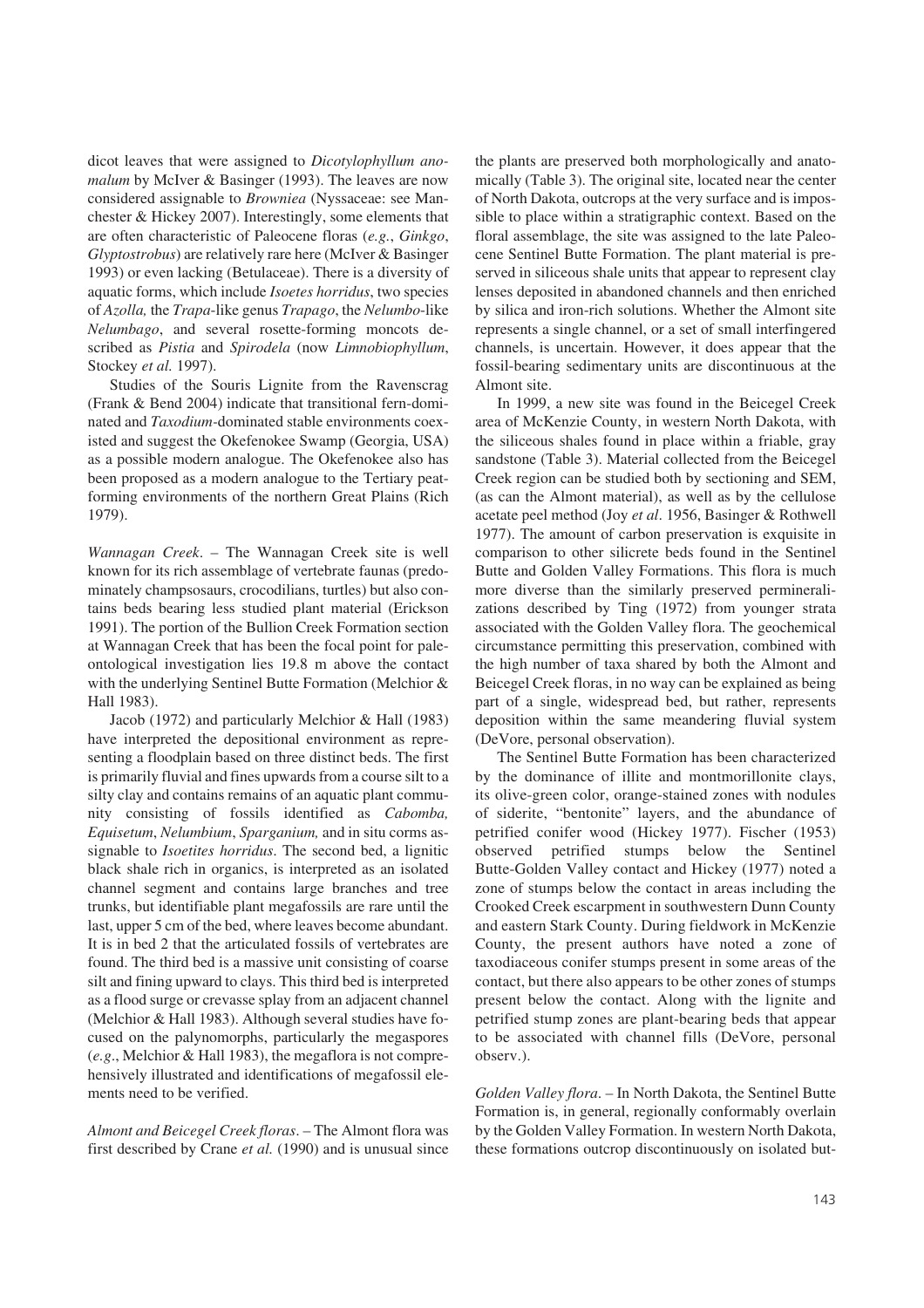dicot leaves that were assigned to *Dicotylophyllum anomalum* by McIver & Basinger (1993). The leaves are now considered assignable to *Browniea* (Nyssaceae: see Manchester & Hickey 2007). Interestingly, some elements that are often characteristic of Paleocene floras (*e.g.*, *Ginkgo*, *Glyptostrobus*) are relatively rare here (McIver & Basinger 1993) or even lacking (Betulaceae). There is a diversity of aquatic forms, which include *Isoetes horridus*, two species of *Azolla,* the *Trapa*-like genus *Trapago*, the *Nelumbo*-like *Nelumbago*, and several rosette-forming moncots described as *Pistia* and *Spirodela* (now *Limnobiophyllum*, Stockey *et al.* 1997).

Studies of the Souris Lignite from the Ravenscrag (Frank & Bend 2004) indicate that transitional fern-dominated and *Taxodium*-dominated stable environments coexisted and suggest the Okefenokee Swamp (Georgia, USA) as a possible modern analogue. The Okefenokee also has been proposed as a modern analogue to the Tertiary peat-forming environments of the northern Great Plains (Rich 1979).

*Wannagan Creek*. – The Wannagan Creek site is well known for its rich assemblage of vertebrate faunas (predominately champsosaurs, crocodilians, turtles) but also contains beds bearing less studied plant material (Erickson 1991). The portion of the Bullion Creek Formation section at Wannagan Creek that has been the focal point for paleontological investigation lies 19.8 m above the contact with the underlying Sentinel Butte Formation (Melchior & Hall 1983).

Jacob (1972) and particularly Melchior & Hall (1983) have interpreted the depositional environment as representing a floodplain based on three distinct beds. The first is primarily fluvial and fines upwards from a course silt to a silty clay and contains remains of an aquatic plant community consisting of fossils identified as *Cabomba, Equisetum*, *Nelumbium*, *Sparganium,* and in situ corms assignable to *Isoetites horridus*. The second bed, a lignitic black shale rich in organics, is interpreted as an isolated channel segment and contains large branches and tree trunks, but identifiable plant megafossils are rare until the last, upper 5 cm of the bed, where leaves become abundant. It is in bed 2 that the articulated fossils of vertebrates are found. The third bed is a massive unit consisting of coarse silt and fining upward to clays. This third bed is interpreted as a flood surge or crevasse splay from an adjacent channel (Melchior & Hall 1983). Although several studies have focused on the palynomorphs, particularly the megaspores (*e.g.*, Melchior & Hall 1983), the megaflora is not comprehensively illustrated and identifications of megafossil elements need to be verified.

*Almont and Beicegel Creek floras*. – The Almont flora was first described by Crane *et al.* (1990) and is unusual since the plants are preserved both morphologically and anatomically (Table 3). The original site, located near the center of North Dakota, outcrops at the very surface and is impossible to place within a stratigraphic context. Based on the floral assemblage, the site was assigned to the late Paleocene Sentinel Butte Formation. The plant material is preserved in siliceous shale units that appear to represent clay lenses deposited in abandoned channels and then enriched by silica and iron-rich solutions. Whether the Almont site represents a single channel, or a set of small interfingered channels, is uncertain. However, it does appear that the fossil-bearing sedimentary units are discontinuous at the Almont site.

In 1999, a new site was found in the Beicegel Creek area of McKenzie County, in western North Dakota, with the siliceous shales found in place within a friable, gray sandstone (Table 3). Material collected from the Beicegel Creek region can be studied both by sectioning and SEM, (as can the Almont material), as well as by the cellulose acetate peel method (Joy *et al*. 1956, Basinger & Rothwell 1977). The amount of carbon preservation is exquisite in comparison to other silicrete beds found in the Sentinel Butte and Golden Valley Formations. This flora is much more diverse than the similarly preserved permineralizations described by Ting (1972) from younger strata associated with the Golden Valley flora. The geochemical circumstance permitting this preservation, combined with the high number of taxa shared by both the Almont and Beicegel Creek floras, in no way can be explained as being part of a single, widespread bed, but rather, represents deposition within the same meandering fluvial system (DeVore, personal observation).

The Sentinel Butte Formation has been characterized by the dominance of illite and montmorillonite clays, its olive-green color, orange-stained zones with nodules of siderite, "bentonite" layers, and the abundance of petrified conifer wood (Hickey 1977). Fischer (1953) observed petrified stumps below the Sentinel Butte-Golden Valley contact and Hickey (1977) noted a zone of stumps below the contact in areas including the Crooked Creek escarpment in southwestern Dunn County and eastern Stark County. During fieldwork in McKenzie County, the present authors have noted a zone of taxodiaceous conifer stumps present in some areas of the contact, but there also appears to be other zones of stumps present below the contact. Along with the lignite and petrified stump zones are plant-bearing beds that appear to be associated with channel fills (DeVore, personal observ.).

*Golden Valley flora*. – In North Dakota, the Sentinel Butte Formation is, in general, regionally conformably overlain by the Golden Valley Formation. In western North Dakota, these formations outcrop discontinuously on isolated but-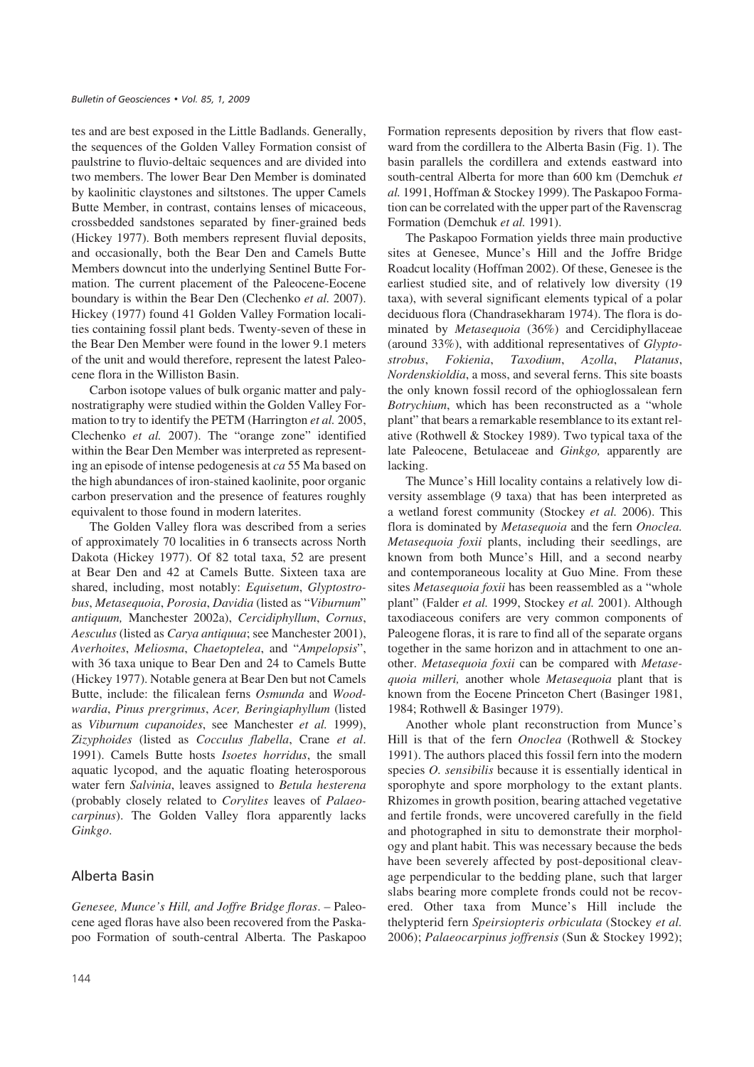tes and are best exposed in the Little Badlands. Generally, the sequences of the Golden Valley Formation consist of paulstrine to fluvio-deltaic sequences and are divided into two members. The lower Bear Den Member is dominated by kaolinitic claystones and siltstones. The upper Camels Butte Member, in contrast, contains lenses of micaceous, crossbedded sandstones separated by finer-grained beds (Hickey 1977). Both members represent fluvial deposits, and occasionally, both the Bear Den and Camels Butte Members downcut into the underlying Sentinel Butte Formation. The current placement of the Paleocene-Eocene boundary is within the Bear Den (Clechenko *et al.* 2007). Hickey (1977) found 41 Golden Valley Formation localities containing fossil plant beds. Twenty-seven of these in the Bear Den Member were found in the lower 9.1 meters of the unit and would therefore, represent the latest Paleocene flora in the Williston Basin.

Carbon isotope values of bulk organic matter and palynostratigraphy were studied within the Golden Valley Formation to try to identify the PETM (Harrington *et al.* 2005, Clechenko *et al.* 2007). The "orange zone" identified within the Bear Den Member was interpreted as representing an episode of intense pedogenesis at *ca* 55 Ma based on the high abundances of iron-stained kaolinite, poor organic carbon preservation and the presence of features roughly equivalent to those found in modern laterites.

The Golden Valley flora was described from a series of approximately 70 localities in 6 transects across North Dakota (Hickey 1977). Of 82 total taxa, 52 are present at Bear Den and 42 at Camels Butte. Sixteen taxa are shared, including, most notably: *Equisetum*, *Glyptostrobus*, *Metasequoia*, *Porosia*, *Davidia* (listed as "*Viburnum*" *antiquum,* Manchester 2002a), *Cercidiphyllum*, *Cornus*, *Aesculus* (listed as *Carya antiquua*; see Manchester 2001), *Averhoites*, *Meliosma*, *Chaetoptelea*, and "*Ampelopsis*", with 36 taxa unique to Bear Den and 24 to Camels Butte (Hickey 1977). Notable genera at Bear Den but not Camels Butte, include: the filicalean ferns *Osmunda* and *Woodwardia*, *Pinus prergrimus*, *Acer, Beringiaphyllum* (listed as *Viburnum cupanoides*, see Manchester *et al.* 1999), *Zizyphoides* (listed as *Cocculus flabella*, Crane *et al*. 1991). Camels Butte hosts *Isoetes horridus*, the small aquatic lycopod, and the aquatic floating heterosporous water fern *Salvinia*, leaves assigned to *Betula hesterena* (probably closely related to *Corylites* leaves of *Palaeocarpinus*). The Golden Valley flora apparently lacks *Ginkgo*.

## Alberta Basin

*Genesee, Munce's Hill, and Joffre Bridge floras*. – Paleocene aged floras have also been recovered from the Paskapoo Formation of south-central Alberta. The Paskapoo Formation represents deposition by rivers that flow eastward from the cordillera to the Alberta Basin (Fig. 1). The basin parallels the cordillera and extends eastward into south-central Alberta for more than 600 km (Demchuk *et al.* 1991, Hoffman & Stockey 1999). The Paskapoo Formation can be correlated with the upper part of the Ravenscrag Formation (Demchuk *et al.* 1991).

The Paskapoo Formation yields three main productive sites at Genesee, Munce's Hill and the Joffre Bridge Roadcut locality (Hoffman 2002). Of these, Genesee is the earliest studied site, and of relatively low diversity (19 taxa), with several significant elements typical of a polar deciduous flora (Chandrasekharam 1974). The flora is dominated by *Metasequoia* (36%) and Cercidiphyllaceae (around 33%), with additional representatives of *Glyptostrobus*, *Fokienia*, *Taxodium*, *Azolla*, *Platanus*, *Nordenskioldia*, a moss, and several ferns. This site boasts the only known fossil record of the ophioglossalean fern *Botrychium*, which has been reconstructed as a "whole plant" that bears a remarkable resemblance to its extant relative (Rothwell & Stockey 1989). Two typical taxa of the late Paleocene, Betulaceae and *Ginkgo,* apparently are lacking.

The Munce's Hill locality contains a relatively low diversity assemblage (9 taxa) that has been interpreted as a wetland forest community (Stockey *et al.* 2006). This flora is dominated by *Metasequoia* and the fern *Onoclea. Metasequoia foxii* plants, including their seedlings, are known from both Munce's Hill, and a second nearby and contemporaneous locality at Guo Mine. From these sites *Metasequoia foxii* has been reassembled as a "whole plant" (Falder *et al.* 1999, Stockey *et al.* 2001). Although taxodiaceous conifers are very common components of Paleogene floras, it is rare to find all of the separate organs together in the same horizon and in attachment to one another. *Metasequoia foxii* can be compared with *Metasequoia milleri,* another whole *Metasequoia* plant that is known from the Eocene Princeton Chert (Basinger 1981, 1984; Rothwell & Basinger 1979).

Another whole plant reconstruction from Munce's Hill is that of the fern *Onoclea* (Rothwell & Stockey 1991). The authors placed this fossil fern into the modern species *O. sensibilis* because it is essentially identical in sporophyte and spore morphology to the extant plants. Rhizomes in growth position, bearing attached vegetative and fertile fronds, were uncovered carefully in the field and photographed in situ to demonstrate their morphology and plant habit. This was necessary because the beds have been severely affected by post-depositional cleavage perpendicular to the bedding plane, such that larger slabs bearing more complete fronds could not be recovered. Other taxa from Munce's Hill include the thelypterid fern *Speirsiopteris orbiculata* (Stockey *et al.* 2006); *Palaeocarpinus joffrensis* (Sun & Stockey 1992);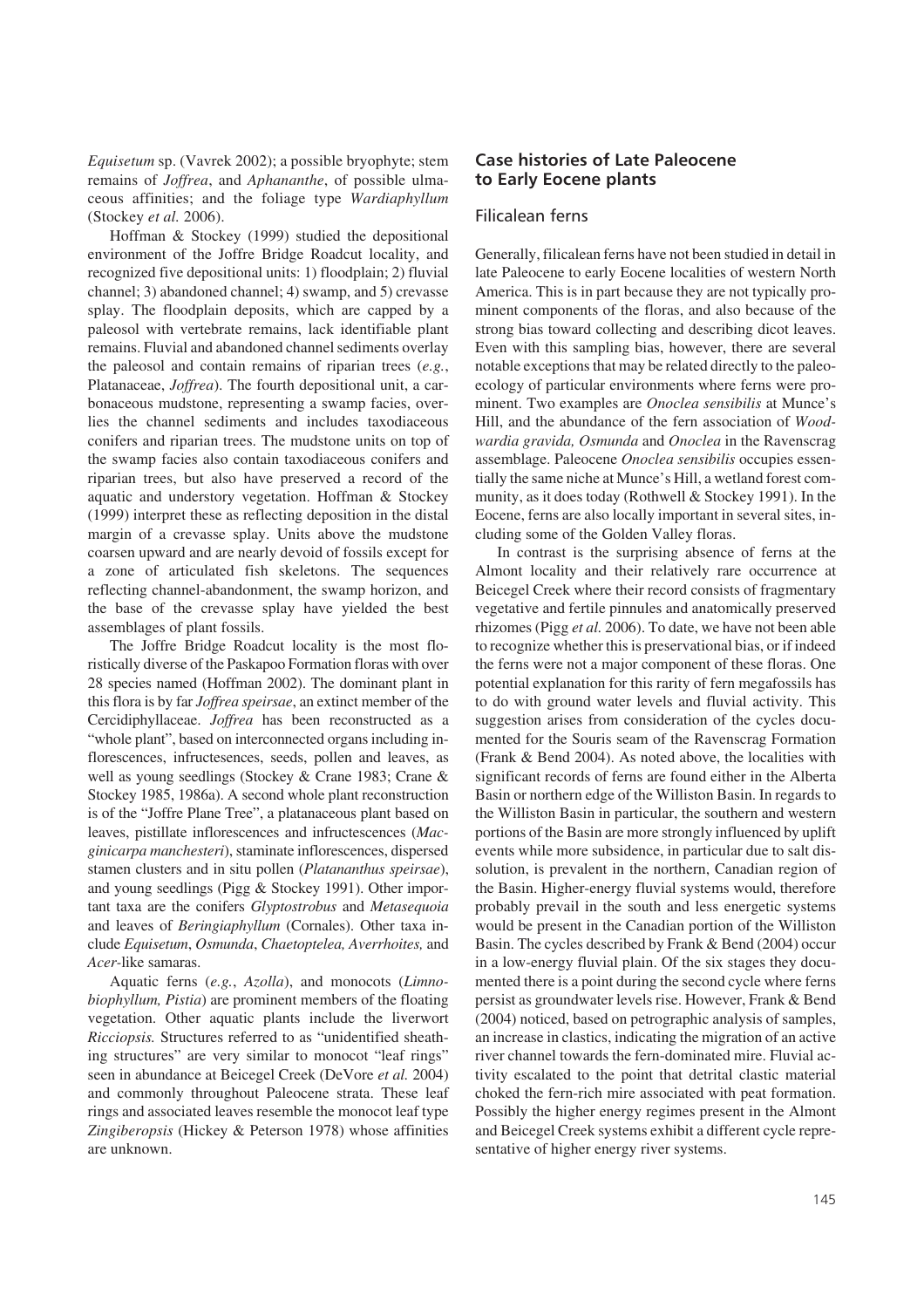*Equisetum* sp. (Vavrek 2002); a possible bryophyte; stem remains of *Joffrea*, and *Aphananthe*, of possible ulmaceous affinities; and the foliage type *Wardiaphyllum* (Stockey *et al.* 2006).

Hoffman & Stockey (1999) studied the depositional environment of the Joffre Bridge Roadcut locality, and recognized five depositional units: 1) floodplain; 2) fluvial channel; 3) abandoned channel; 4) swamp, and 5) crevasse splay. The floodplain deposits, which are capped by a paleosol with vertebrate remains, lack identifiable plant remains. Fluvial and abandoned channel sediments overlay the paleosol and contain remains of riparian trees (*e.g.*, Platanaceae, *Joffrea*). The fourth depositional unit, a carbonaceous mudstone, representing a swamp facies, overlies the channel sediments and includes taxodiaceous conifers and riparian trees. The mudstone units on top of the swamp facies also contain taxodiaceous conifers and riparian trees, but also have preserved a record of the aquatic and understory vegetation. Hoffman & Stockey (1999) interpret these as reflecting deposition in the distal margin of a crevasse splay. Units above the mudstone coarsen upward and are nearly devoid of fossils except for a zone of articulated fish skeletons. The sequences reflecting channel-abandonment, the swamp horizon, and the base of the crevasse splay have yielded the best assemblages of plant fossils.

The Joffre Bridge Roadcut locality is the most floristically diverse of the Paskapoo Formation floras with over 28 species named (Hoffman 2002). The dominant plant in this flora is by far *Joffrea speirsae*, an extinct member of the Cercidiphyllaceae. *Joffrea* has been reconstructed as a "whole plant", based on interconnected organs including inflorescences, infructesences, seeds, pollen and leaves, as well as young seedlings (Stockey & Crane 1983; Crane & Stockey 1985, 1986a). A second whole plant reconstruction is of the "Joffre Plane Tree", a platanaceous plant based on leaves, pistillate inflorescences and infructescences (*Macginicarpa manchesteri*), staminate inflorescences, dispersed stamen clusters and in situ pollen (*Platananthus speirsae*), and young seedlings (Pigg & Stockey 1991). Other important taxa are the conifers *Glyptostrobus* and *Metasequoia* and leaves of *Beringiaphyllum* (Cornales). Other taxa include *Equisetum*, *Osmunda*, *Chaetoptelea, Averrhoites,* and *Acer*-like samaras.

Aquatic ferns (*e.g.*, *Azolla*), and monocots (*Limnobiophyllum, Pistia*) are prominent members of the floating vegetation. Other aquatic plants include the liverwort *Ricciopsis.* Structures referred to as "unidentified sheathing structures" are very similar to monocot "leaf rings" seen in abundance at Beicegel Creek (DeVore *et al.* 2004) and commonly throughout Paleocene strata. These leaf rings and associated leaves resemble the monocot leaf type *Zingiberopsis* (Hickey & Peterson 1978) whose affinities are unknown.

## Case histories of Late Paleocene to Early Eocene plants

### Filicalean ferns

Generally, filicalean ferns have not been studied in detail in late Paleocene to early Eocene localities of western North America. This is in part because they are not typically prominent components of the floras, and also because of the strong bias toward collecting and describing dicot leaves. Even with this sampling bias, however, there are several notable exceptions that may be related directly to the paleoecology of particular environments where ferns were prominent. Two examples are *Onoclea sensibilis* at Munce's Hill, and the abundance of the fern association of *Woodwardia gravida, Osmunda* and *Onoclea* in the Ravenscrag assemblage. Paleocene *Onoclea sensibilis* occupies essentially the same niche at Munce's Hill, a wetland forest community, as it does today (Rothwell & Stockey 1991). In the Eocene, ferns are also locally important in several sites, including some of the Golden Valley floras.

In contrast is the surprising absence of ferns at the Almont locality and their relatively rare occurrence at Beicegel Creek where their record consists of fragmentary vegetative and fertile pinnules and anatomically preserved rhizomes (Pigg *et al.* 2006). To date, we have not been able to recognize whether this is preservational bias, or if indeed the ferns were not a major component of these floras. One potential explanation for this rarity of fern megafossils has to do with ground water levels and fluvial activity. This suggestion arises from consideration of the cycles documented for the Souris seam of the Ravenscrag Formation (Frank & Bend 2004). As noted above, the localities with significant records of ferns are found either in the Alberta Basin or northern edge of the Williston Basin. In regards to the Williston Basin in particular, the southern and western portions of the Basin are more strongly influenced by uplift events while more subsidence, in particular due to salt dissolution, is prevalent in the northern, Canadian region of the Basin. Higher-energy fluvial systems would, therefore probably prevail in the south and less energetic systems would be present in the Canadian portion of the Williston Basin. The cycles described by Frank & Bend (2004) occur in a low-energy fluvial plain. Of the six stages they documented there is a point during the second cycle where ferns persist as groundwater levels rise. However, Frank & Bend (2004) noticed, based on petrographic analysis of samples, an increase in clastics, indicating the migration of an active river channel towards the fern-dominated mire. Fluvial activity escalated to the point that detrital clastic material choked the fern-rich mire associated with peat formation. Possibly the higher energy regimes present in the Almont and Beicegel Creek systems exhibit a different cycle representative of higher energy river systems.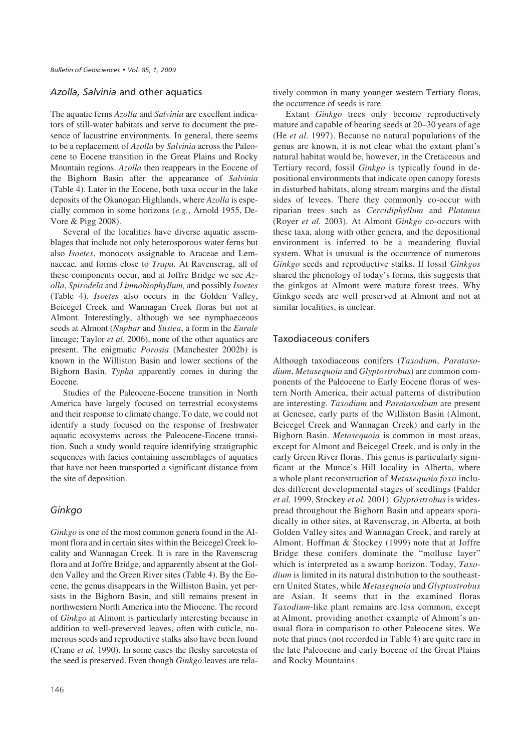## *Azolla, Salvinia* and other aquatics

The aquatic ferns *Azolla* and *Salvinia* are excellent indicators of still-water habitats and serve to document the presence of lacustrine environments. In general, there seems to be a replacement of *Azolla* by *Salvinia* across the Paleocene to Eocene transition in the Great Plains and Rocky Mountain regions. *Azolla* then reappears in the Eocene of the Bighorn Basin after the appearance of *Salvinia* (Table 4). Later in the Eocene, both taxa occur in the lake deposits of the Okanogan Highlands, where *Azolla* is especially common in some horizons (*e.g.*, Arnold 1955, DeVore & Pigg 2008).

Several of the localities have diverse aquatic assemblages that include not only heterosporous water ferns but also *Isoetes*, monocots assignable to Araceae and Lemnaceae, and forms close to *Trapa.* At Ravenscrag, all of these components occur, and at Joffre Bridge we see *Azolla*, *Spirodela* and *Limnobiophyllum,* and possibly *Isoetes* (Table 4). *Isoetes* also occurs in the Golden Valley, Beicegel Creek and Wannagan Creek floras but not at Almont. Interestingly, although we see nymphaeceous seeds at Almont (*Nuphar* and *Susiea*, a form in the *Eurale* lineage; Taylor *et al*. 2006), none of the other aquatics are present. The enigmatic *Porosia* (Manchester 2002b) is known in the Williston Basin and lower sections of the Bighorn Basin. *Typha* apparently comes in during the Eocene.

Studies of the Paleocene-Eocene transition in North America have largely focused on terrestrial ecosystems and their response to climate change. To date, we could not identify a study focused on the response of freshwater aquatic ecosystems across the Paleocene-Eocene transition. Such a study would require identifying stratigraphic sequences with facies containing assemblages of aquatics that have not been transported a significant distance from the site of deposition.

## *Ginkgo*

*Ginkgo* is one of the most common genera found in the Almont flora and in certain sites within the Beicegel Creek locality and Wannagan Creek. It is rare in the Ravenscrag flora and at Joffre Bridge, and apparently absent at the Golden Valley and the Green River sites (Table 4). By the Eocene, the genus disappears in the Williston Basin, yet persists in the Bighorn Basin, and still remains present in northwestern North America into the Miocene. The record of *Ginkgo* at Almont is particularly interesting because in addition to well-preserved leaves, often with cuticle, numerous seeds and reproductive stalks also have been found (Crane *et al.* 1990). In some cases the fleshy sarcotesta of the seed is preserved. Even though *Ginkgo* leaves are relatively common in many younger western Tertiary floras, the occurrence of seeds is rare.

Extant *Ginkgo* trees only become reproductively mature and capable of bearing seeds at 20–30 years of age (He *et al.* 1997). Because no natural populations of the genus are known, it is not clear what the extant plant's natural habitat would be, however, in the Cretaceous and Tertiary record, fossil *Ginkgo* is typically found in depositional environments that indicate open canopy forests in disturbed habitats, along stream margins and the distal sides of levees. There they commonly co-occur with riparian trees such as *Cercidiphyllum* and *Platanus* (Royer *et al.* 2003). At Almont *Ginkgo* co-occurs with these taxa, along with other genera, and the depositional environment is inferred to be a meandering fluvial system. What is unusual is the occurrence of numerous *Ginkgo* seeds and reproductive stalks. If fossil *Ginkgos* shared the phenology of today's forms, this suggests that the ginkgos at Almont were mature forest trees. Why Ginkgo seeds are well preserved at Almont and not at similar localities, is unclear.

## Taxodiaceous conifers

Although taxodiaceous conifers (*Taxodium*, *Parataxodium*, *Metasequoia* and *Glyptostrobus*) are common components of the Paleocene to Early Eocene floras of western North America, their actual patterns of distribution are interesting. *Taxodium* and *Parataxodium* are present at Genesee, early parts of the Williston Basin (Almont, Beicegel Creek and Wannagan Creek) and early in the Bighorn Basin. *Metasequoia* is common in most areas, except for Almont and Beicegel Creek, and is only in the early Green River floras. This genus is particularly significant at the Munce's Hill locality in Alberta, where a whole plant reconstruction of *Metasequoia foxii* includes different developmental stages of seedlings (Falder *et al.* 1999, Stockey *et al.* 2001). *Glyptostrobus* is widespread throughout the Bighorn Basin and appears sporadically in other sites, at Ravenscrag, in Alberta, at both Golden Valley sites and Wannagan Creek, and rarely at Almont. Hoffman & Stockey (1999) note that at Joffre Bridge these conifers dominate the "mollusc layer" which is interpreted as a swamp horizon. Today, *Taxodium* is limited in its natural distribution to the southeastern United States, while *Metasequoia* and *Glyptostrobus* are Asian. It seems that in the examined floras *Taxodium*-like plant remains are less common, except at Almont, providing another example of Almont's unusual flora in comparison to other Paleocene sites. We note that pines (not recorded in Table 4) are quite rare in the late Paleocene and early Eocene of the Great Plains and Rocky Mountains.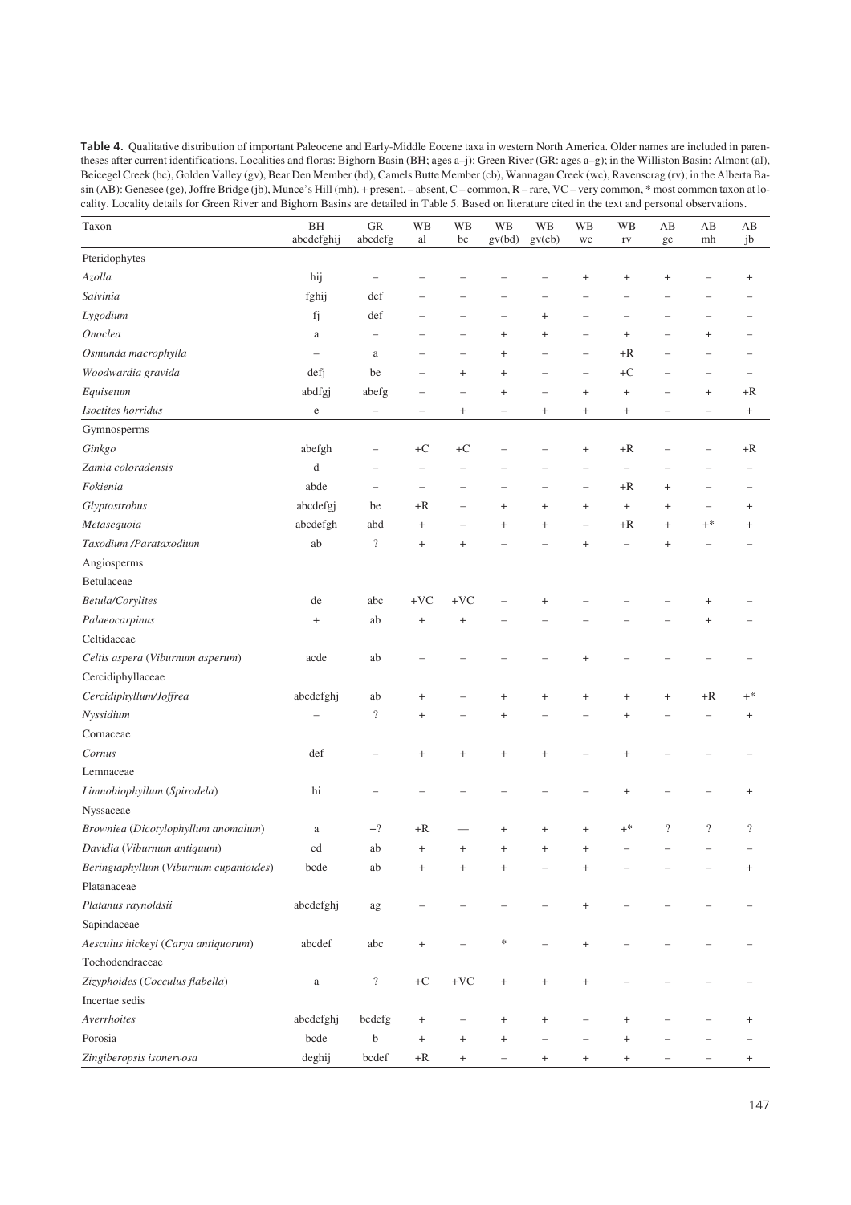**Table 4.** Qualitative distribution of important Paleocene and Early-Middle Eocene taxa in western North America. Older names are included in parentheses after current identifications. Localities and floras: Bighorn Basin (BH; ages a–j); Green River (GR: ages a–g); in the Williston Basin: Almont (al), Beicegel Creek (bc), Golden Valley (gv), Bear Den Member (bd), Camels Butte Member (cb), Wannagan Creek (wc), Ravenscrag (rv); in the Alberta Basin (AB): Genesee (ge), Joffre Bridge (jb), Munce's Hill (mh). + present, – absent, C – common, R – rare, VC – very common, * most common taxon at locality. Locality details for Green River and Bighorn Basins are detailed in Table 5. Based on literature cited in the text and personal observations.

| Taxon | BH abcdefghij | GR abcdefg | WB al | WB bc | WB gv(bd) | WB gv(cb) | WB wc | WB rv | AB ge | AB mh | AB jb |
|---|---|---|---|---|---|---|---|---|---|---|---|
| Pteridophytes | | | | | | | | | | | |
| *Azolla* | hij | – | – | – | – | – | + | + | + | – | + |
| *Salvinia* | fghij | def | – | – | – | – | – | – | – | – | – |
| *Lygodium* | fj | def | – | – | – | + | – | – | – | – | – |
| *Onoclea* | a | – | – | – | + | + | – | + | – | + | – |
| *Osmunda macrophylla* | – | a | – | – | + | – | – | +R | – | – | – |
| *Woodwardia gravida* | defj | be | – | + | + | – | – | +C | – | – | – |
| *Equisetum* | abdfgj | abefg | – | – | + | – | + | + | – | + | +R |
| *Isoetites horridus* | e | – | – | + | – | + | + | + | – | – | + |
| Gymnosperms | | | | | | | | | | | |
| *Ginkgo* | abefgh | – | +C | +C | – | – | + | +R | – | – | +R |
| *Zamia coloradensis* | d | – | – | – | – | – | – | – | – | – | – |
| *Fokienia* | abde | – | – | – | – | – | – | +R | + | – | – |
| *Glyptostrobus* | abcdefgj | be | +R | – | + | + | + | + | + | – | + |
| *Metasequoia* | abcdefgh | abd | + | – | + | + | – | +R | + | +* | + |
| *Taxodium /Parataxodium* | ab | ? | + | + | – | – | + | – | + | – | – |
| Angiosperms | | | | | | | | | | | |
| Betulaceae | | | | | | | | | | | |
| *Betula/Corylites* | de | abc | +VC | +VC | – | + | – | – | – | + | – |
| *Palaeocarpinus* | + | ab | + | + | – | – | – | – | – | + | – |
| Celtidaceae | | | | | | | | | | | |
| *Celtis aspera* (*Viburnum asperum*) | acde | ab | – | – | – | – | + | – | – | – | – |
| Cercidiphyllaceae | | | | | | | | | | | |
| *Cercidiphyllum/Joffrea* | abcdefghj | ab | + | – | + | + | + | + | + | +R | +* |
| *Nyssidium* | – | ? | + | – | + | – | – | + | – | – | + |
| Cornaceae | | | | | | | | | | | |
| *Cornus* | def | – | + | + | + | + | – | + | – | – | – |
| Lemnaceae | | | | | | | | | | | |
| *Limnobiophyllum* (*Spirodela*) | hi | – | – | – | – | – | – | + | – | – | + |
| Nyssaceae | | | | | | | | | | | |
| *Browniea* (*Dicotylophyllum anomalum*) | a | +? | +R | — | + | + | + | +* | ? | ? | ? |
| *Davidia* (*Viburnum antiquum*) | cd | ab | + | + | + | + | + | – | – | – | – |
| *Beringiaphyllum* (*Viburnum cupanioides*) | bcde | ab | + | + | + | – | + | – | – | – | + |
| Platanaceae | | | | | | | | | | | |
| *Platanus raynoldsii* | abcdefghj | ag | – | – | – | – | + | – | – | – | – |
| Sapindaceae | | | | | | | | | | | |
| *Aesculus hickeyi* (*Carya antiquorum*) | abcdef | abc | + | – | * | – | + | – | – | – | – |
| Tochodendraceae | | | | | | | | | | | |
| *Zizyphoides* (*Cocculus flabella*) | a | ? | +C | +VC | + | + | + | – | – | – | – |
| Incertae sedis | | | | | | | | | | | |
| *Averrhoites* | abcdefghj | bcdefg | + | – | + | + | – | + | – | – | + |
| Porosia | bcde | b | + | + | + | – | – | + | – | – | – |
| *Zingiberopsis isonervosa* | deghij | bcdef | +R | + | – | + | + | + | – | – | + |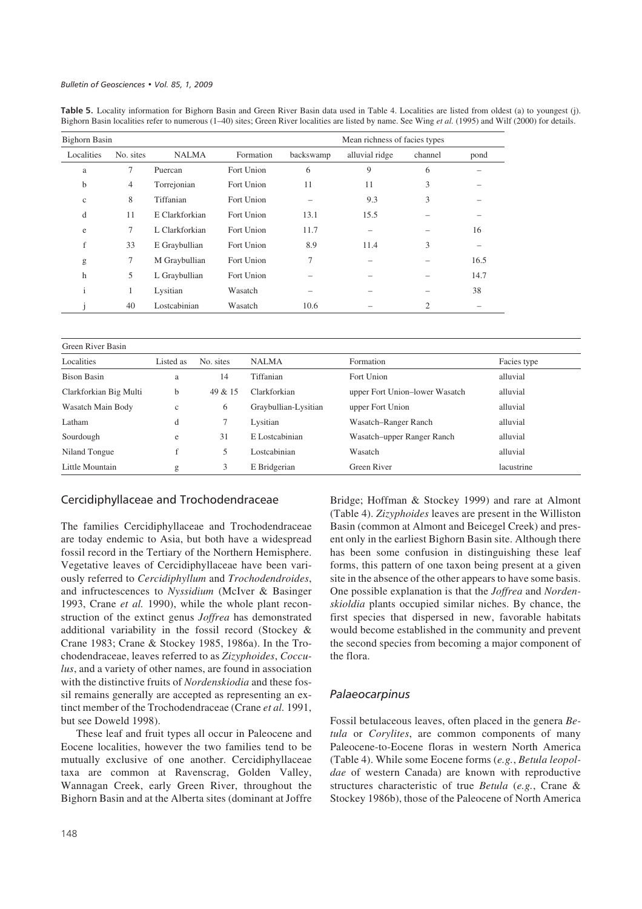**Table 5.** Locality information for Bighorn Basin and Green River Basin data used in Table 4. Localities are listed from oldest (a) to youngest (j). Bighorn Basin localities refer to numerous (1–40) sites; Green River localities are listed by name. See Wing *et al.* (1995) and Wilf (2000) for details.

| Bighorn Basin | | | | Mean richness of facies types | | | |
|---|---|---|---|---|---|---|---|
| Localities | No. sites | NALMA | Formation | backswamp | alluvial ridge | channel | pond |
| a | 7 | Puercan | Fort Union | 6 | 9 | 6 | – |
| b | 4 | Torrejonian | Fort Union | 11 | 11 | 3 | – |
| c | 8 | Tiffanian | Fort Union | – | 9.3 | 3 | – |
| d | 11 | E Clarkforkian | Fort Union | 13.1 | 15.5 | – | – |
| e | 7 | L Clarkforkian | Fort Union | 11.7 | – | – | 16 |
| f | 33 | E Graybullian | Fort Union | 8.9 | 11.4 | 3 | – |
| g | 7 | M Graybullian | Fort Union | 7 | – | – | 16.5 |
| h | 5 | L Graybullian | Fort Union | – | – | – | 14.7 |
| i | 1 | Lysitian | Wasatch | – | – | – | 38 |
| j | 40 | Lostcabinian | Wasatch | 10.6 | – | 2 | – |

| Green River Basin | | | | | |
|---|---|---|---|---|---|
| Localities | Listed as | No. sites | NALMA | Formation | Facies type |
| Bison Basin | a | 14 | Tiffanian | Fort Union | alluvial |
| Clarkforkian Big Multi | b | 49 & 15 | Clarkforkian | upper Fort Union–lower Wasatch | alluvial |
| Wasatch Main Body | c | 6 | Graybullian-Lysitian | upper Fort Union | alluvial |
| Latham | d | 7 | Lysitian | Wasatch–Ranger Ranch | alluvial |
| Sourdough | e | 31 | E Lostcabinian | Wasatch–upper Ranger Ranch | alluvial |
| Niland Tongue | f | 5 | Lostcabinian | Wasatch | alluvial |
| Little Mountain | g | 3 | E Bridgerian | Green River | lacustrine |

## Cercidiphyllaceae and Trochodendraceae

The families Cercidiphyllaceae and Trochodendraceae are today endemic to Asia, but both have a widespread fossil record in the Tertiary of the Northern Hemisphere. Vegetative leaves of Cercidiphyllaceae have been variously referred to *Cercidiphyllum* and *Trochodendroides*, and infructescences to *Nyssidium* (McIver & Basinger 1993, Crane *et al.* 1990), while the whole plant reconstruction of the extinct genus *Joffrea* has demonstrated additional variability in the fossil record (Stockey & Crane 1983; Crane & Stockey 1985, 1986a). In the Trochodendraceae, leaves referred to as *Zizyphoides*, *Cocculus*, and a variety of other names, are found in association with the distinctive fruits of *Nordenskiodia* and these fossil remains generally are accepted as representing an extinct member of the Trochodendraceae (Crane *et al.* 1991, but see Doweld 1998).

These leaf and fruit types all occur in Paleocene and Eocene localities, however the two families tend to be mutually exclusive of one another. Cercidiphyllaceae taxa are common at Ravenscrag, Golden Valley, Wannagan Creek, early Green River, throughout the Bighorn Basin and at the Alberta sites (dominant at Joffre Bridge; Hoffman & Stockey 1999) and rare at Almont (Table 4). *Zizyphoides* leaves are present in the Williston Basin (common at Almont and Beicegel Creek) and present only in the earliest Bighorn Basin site. Although there has been some confusion in distinguishing these leaf forms, this pattern of one taxon being present at a given site in the absence of the other appears to have some basis. One possible explanation is that the *Joffrea* and *Nordenskioldia* plants occupied similar niches. By chance, the first species that dispersed in new, favorable habitats would become established in the community and prevent the second species from becoming a major component of the flora.

## *Palaeocarpinus*

Fossil betulaceous leaves, often placed in the genera *Betula* or *Corylites*, are common components of many Paleocene-to-Eocene floras in western North America (Table 4). While some Eocene forms (*e.g.*, *Betula leopoldae* of western Canada) are known with reproductive structures characteristic of true *Betula* (*e.g.*, Crane & Stockey 1986b), those of the Paleocene of North America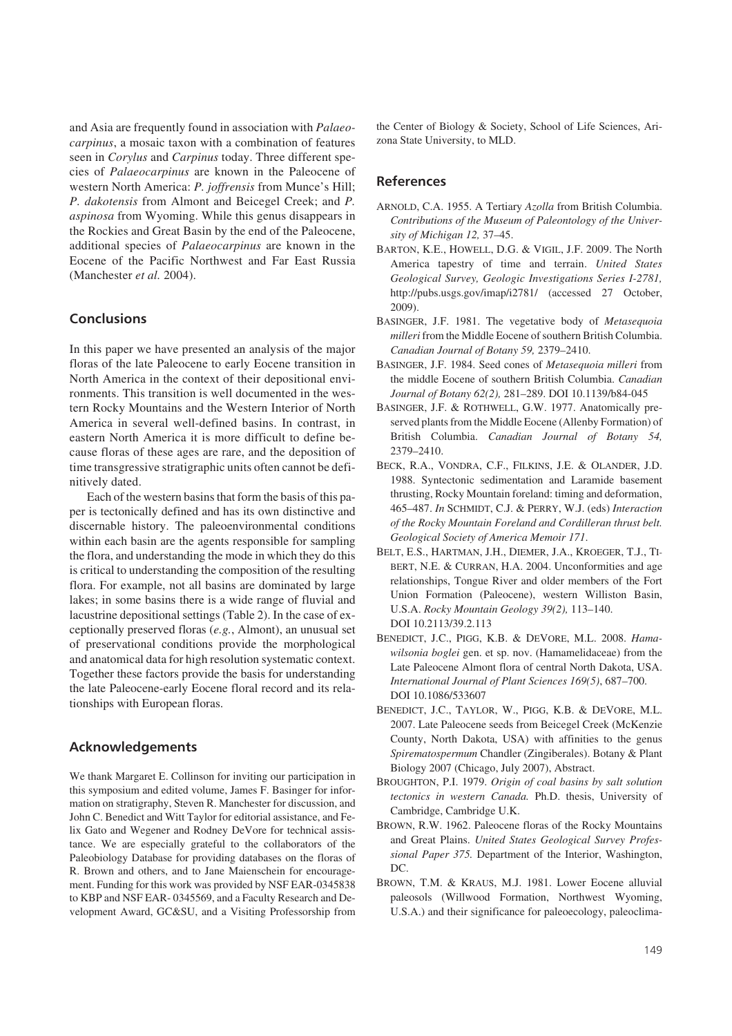and Asia are frequently found in association with *Palaeocarpinus*, a mosaic taxon with a combination of features seen in *Corylus* and *Carpinus* today. Three different species of *Palaeocarpinus* are known in the Paleocene of western North America: *P. joffrensis* from Munce's Hill; *P. dakotensis* from Almont and Beicegel Creek; and *P. aspinosa* from Wyoming. While this genus disappears in the Rockies and Great Basin by the end of the Paleocene, additional species of *Palaeocarpinus* are known in the Eocene of the Pacific Northwest and Far East Russia (Manchester *et al.* 2004).

## Conclusions

In this paper we have presented an analysis of the major floras of the late Paleocene to early Eocene transition in North America in the context of their depositional environments. This transition is well documented in the western Rocky Mountains and the Western Interior of North America in several well-defined basins. In contrast, in eastern North America it is more difficult to define because floras of these ages are rare, and the deposition of time transgressive stratigraphic units often cannot be definitively dated.

Each of the western basins that form the basis of this paper is tectonically defined and has its own distinctive and discernable history. The paleoenvironmental conditions within each basin are the agents responsible for sampling the flora, and understanding the mode in which they do this is critical to understanding the composition of the resulting flora. For example, not all basins are dominated by large lakes; in some basins there is a wide range of fluvial and lacustrine depositional settings (Table 2). In the case of exceptionally preserved floras (*e.g.*, Almont), an unusual set of preservational conditions provide the morphological and anatomical data for high resolution systematic context. Together these factors provide the basis for understanding the late Paleocene-early Eocene floral record and its relationships with European floras.

## Acknowledgements

We thank Margaret E. Collinson for inviting our participation in this symposium and edited volume, James F. Basinger for information on stratigraphy, Steven R. Manchester for discussion, and John C. Benedict and Witt Taylor for editorial assistance, and Felix Gato and Wegener and Rodney DeVore for technical assistance. We are especially grateful to the collaborators of the Paleobiology Database for providing databases on the floras of R. Brown and others, and to Jane Maienschein for encouragement. Funding for this work was provided by NSF EAR-0345838 to KBP and NSF EAR- 0345569, and a Faculty Research and Development Award, GC&SU, and a Visiting Professorship from the Center of Biology & Society, School of Life Sciences, Arizona State University, to MLD.

## References

ARNOLD, C.A. 1955. A Tertiary *Azolla* from British Columbia. *Contributions of the Museum of Paleontology of the University of Michigan 12,* 37–45.

BARTON, K.E., HOWELL, D.G. & VIGIL, J.F. 2009. The North America tapestry of time and terrain. *United States Geological Survey, Geologic Investigations Series I-2781,* http://pubs.usgs.gov/imap/i2781/ (accessed 27 October, 2009).

BASINGER, J.F. 1981. The vegetative body of *Metasequoia milleri* from the Middle Eocene of southern British Columbia. *Canadian Journal of Botany 59,* 2379–2410.

BASINGER, J.F. 1984. Seed cones of *Metasequoia milleri* from the middle Eocene of southern British Columbia. *Canadian Journal of Botany 62(2),* 281–289. DOI 10.1139/b84-045

BASINGER, J.F. & ROTHWELL, G.W. 1977. Anatomically preserved plants from the Middle Eocene (Allenby Formation) of British Columbia. *Canadian Journal of Botany 54,* 2379–2410.

BECK, R.A., VONDRA, C.F., FILKINS, J.E. & OLANDER, J.D. 1988. Syntectonic sedimentation and Laramide basement thrusting, Rocky Mountain foreland: timing and deformation, 465–487. *In* SCHMIDT, C.J. & PERRY, W.J. (eds) *Interaction of the Rocky Mountain Foreland and Cordilleran thrust belt. Geological Society of America Memoir 171*.

BELT, E.S., HARTMAN, J.H., DIEMER, J.A., KROEGER, T.J., TIBERT, N.E. & CURRAN, H.A. 2004. Unconformities and age relationships, Tongue River and older members of the Fort Union Formation (Paleocene), western Williston Basin, U.S.A. *Rocky Mountain Geology 39(2),* 113–140. DOI 10.2113/39.2.113

BENEDICT, J.C., PIGG, K.B. & DEVORE, M.L. 2008. *Hamawilsonia boglei* gen. et sp. nov. (Hamamelidaceae) from the Late Paleocene Almont flora of central North Dakota, USA. *International Journal of Plant Sciences 169(5)*, 687–700. DOI 10.1086/533607

BENEDICT, J.C., TAYLOR, W., PIGG, K.B. & DEVORE, M.L. 2007. Late Paleocene seeds from Beicegel Creek (McKenzie County, North Dakota, USA) with affinities to the genus *Spirematospermum* Chandler (Zingiberales). Botany & Plant Biology 2007 (Chicago, July 2007), Abstract.

BROUGHTON, P.I. 1979. *Origin of coal basins by salt solution tectonics in western Canada.* Ph.D. thesis, University of Cambridge, Cambridge U.K.

BROWN, R.W. 1962. Paleocene floras of the Rocky Mountains and Great Plains. *United States Geological Survey Professional Paper 375.* Department of the Interior, Washington, DC.

BROWN, T.M. & KRAUS, M.J. 1981. Lower Eocene alluvial paleosols (Willwood Formation, Northwest Wyoming, U.S.A.) and their significance for paleoecology, paleoclima-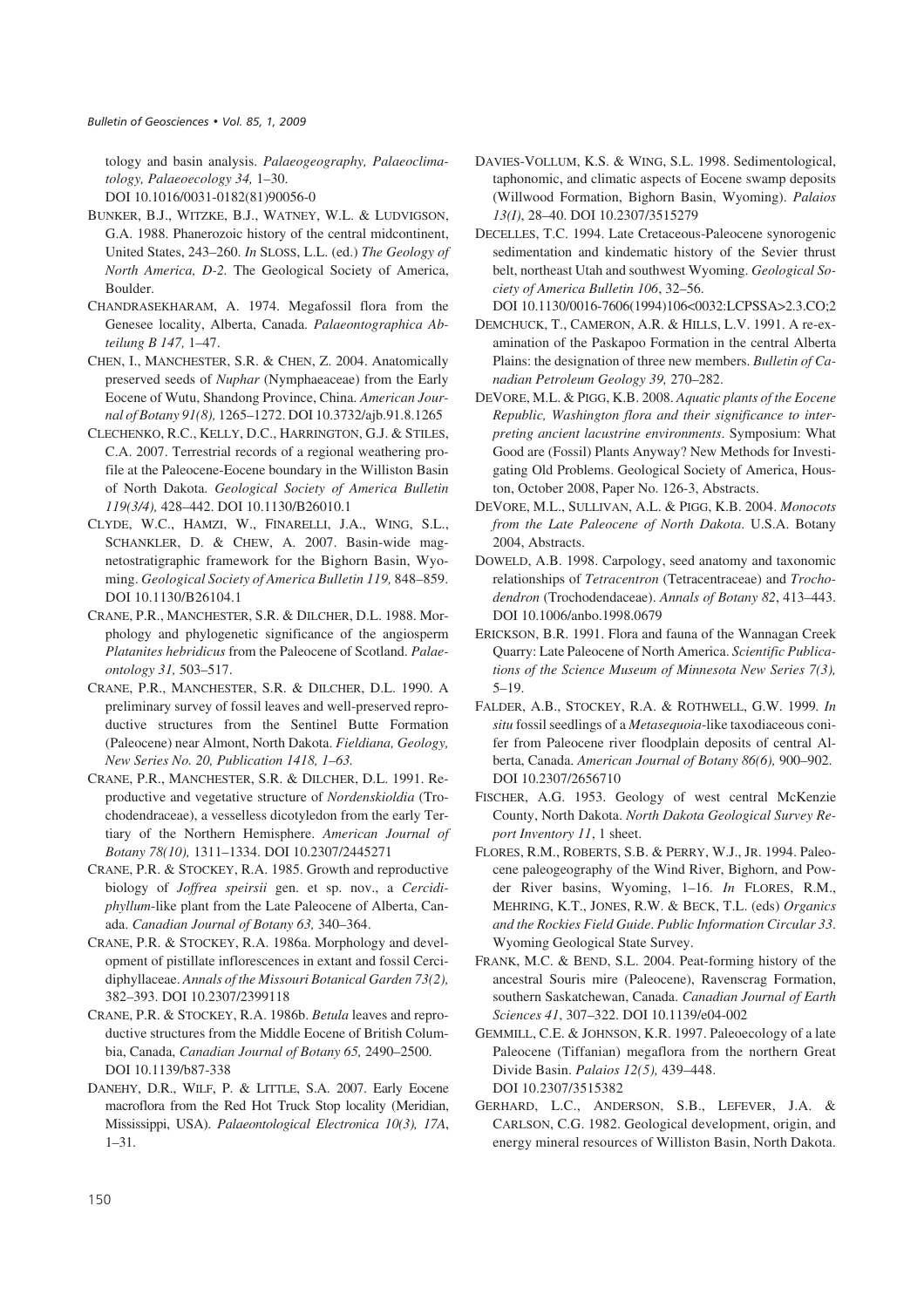tology and basin analysis. *Palaeogeography, Palaeoclimatology, Palaeoecology 34,* 1–30. DOI 10.1016/0031-0182(81)90056-0

BUNKER, B.J., WITZKE, B.J., WATNEY, W.L. & LUDVIGSON, G.A. 1988. Phanerozoic history of the central midcontinent, United States, 243–260. *In* SLOSS, L.L. (ed.) *The Geology of North America, D-2*. The Geological Society of America, Boulder.

CHANDRASEKHARAM, A. 1974. Megafossil flora from the Genesee locality, Alberta, Canada. *Palaeontographica Abteilung B 147,* 1–47.

CHEN, I., MANCHESTER, S.R. & CHEN, Z. 2004. Anatomically preserved seeds of *Nuphar* (Nymphaeaceae) from the Early Eocene of Wutu, Shandong Province, China. *American Journal of Botany 91(8),* 1265–1272. DOI 10.3732/ajb.91.8.1265

CLECHENKO, R.C., KELLY, D.C., HARRINGTON, G.J. & STILES, C.A. 2007. Terrestrial records of a regional weathering profile at the Paleocene-Eocene boundary in the Williston Basin of North Dakota. *Geological Society of America Bulletin 119(3/4),* 428–442. DOI 10.1130/B26010.1

CLYDE, W.C., HAMZI, W., FINARELLI, J.A., WING, S.L., SCHANKLER, D. & CHEW, A. 2007. Basin-wide magnetostratigraphic framework for the Bighorn Basin, Wyoming. *Geological Society of America Bulletin 119,* 848–859. DOI 10.1130/B26104.1

CRANE, P.R., MANCHESTER, S.R. & DILCHER, D.L. 1988. Morphology and phylogenetic significance of the angiosperm *Platanites hebridicus* from the Paleocene of Scotland. *Palaeontology 31,* 503–517.

CRANE, P.R., MANCHESTER, S.R. & DILCHER, D.L. 1990. A preliminary survey of fossil leaves and well-preserved reproductive structures from the Sentinel Butte Formation (Paleocene) near Almont, North Dakota. *Fieldiana, Geology, New Series No. 20, Publication 1418, 1–63.*

CRANE, P.R., MANCHESTER, S.R. & DILCHER, D.L. 1991. Reproductive and vegetative structure of *Nordenskioldia* (Trochodendraceae), a vesselless dicotyledon from the early Tertiary of the Northern Hemisphere. *American Journal of Botany 78(10),* 1311–1334. DOI 10.2307/2445271

CRANE, P.R. & STOCKEY, R.A. 1985. Growth and reproductive biology of *Joffrea speirsii* gen. et sp. nov., a *Cercidiphyllum*-like plant from the Late Paleocene of Alberta, Canada. *Canadian Journal of Botany 63,* 340–364.

CRANE, P.R. & STOCKEY, R.A. 1986a. Morphology and development of pistillate inflorescences in extant and fossil Cercidiphyllaceae. *Annals of the Missouri Botanical Garden 73(2),* 382–393. DOI 10.2307/2399118

CRANE, P.R. & STOCKEY, R.A. 1986b. *Betula* leaves and reproductive structures from the Middle Eocene of British Columbia, Canada, *Canadian Journal of Botany 65,* 2490–2500. DOI 10.1139/b87-338

DANEHY, D.R., WILF, P. & LITTLE, S.A. 2007. Early Eocene macroflora from the Red Hot Truck Stop locality (Meridian, Mississippi, USA). *Palaeontological Electronica 10(3), 17A*, 1–31.

DAVIES-VOLLUM, K.S. & WING, S.L. 1998. Sedimentological, taphonomic, and climatic aspects of Eocene swamp deposits (Willwood Formation, Bighorn Basin, Wyoming). *Palaios 13(1)*, 28–40. DOI 10.2307/3515279

DECELLES, T.C. 1994. Late Cretaceous-Paleocene synorogenic sedimentation and kindematic history of the Sevier thrust belt, northeast Utah and southwest Wyoming. *Geological Society of America Bulletin 106*, 32–56. DOI 10.1130/0016-7606(1994)106<0032:LCPSSA>2.3.CO;2

DEMCHUCK, T., CAMERON, A.R. & HILLS, L.V. 1991. A re-examination of the Paskapoo Formation in the central Alberta Plains: the designation of three new members. *Bulletin of Canadian Petroleum Geology 39,* 270–282.

DEVORE, M.L. & PIGG, K.B. 2008. *Aquatic plants of the Eocene Republic, Washington flora and their significance to interpreting ancient lacustrine environments*. Symposium: What Good are (Fossil) Plants Anyway? New Methods for Investigating Old Problems. Geological Society of America, Houston, October 2008, Paper No. 126-3, Abstracts.

DEVORE, M.L., SULLIVAN, A.L. & PIGG, K.B. 2004. *Monocots from the Late Paleocene of North Dakota*. U.S.A. Botany 2004, Abstracts.

DOWELD, A.B. 1998. Carpology, seed anatomy and taxonomic relationships of *Tetracentron* (Tetracentraceae) and *Trochodendron* (Trochodendaceae). *Annals of Botany 82*, 413–443. DOI 10.1006/anbo.1998.0679

ERICKSON, B.R. 1991. Flora and fauna of the Wannagan Creek Quarry: Late Paleocene of North America. *Scientific Publications of the Science Museum of Minnesota New Series 7(3),* 5–19.

FALDER, A.B., STOCKEY, R.A. & ROTHWELL, G.W. 1999. *In situ* fossil seedlings of a *Metasequoia*-like taxodiaceous conifer from Paleocene river floodplain deposits of central Alberta, Canada. *American Journal of Botany 86(6),* 900–902. DOI 10.2307/2656710

FISCHER, A.G. 1953. Geology of west central McKenzie County, North Dakota. *North Dakota Geological Survey Report Inventory 11*, 1 sheet.

FLORES, R.M., ROBERTS, S.B. & PERRY, W.J., JR. 1994. Paleocene paleogeography of the Wind River, Bighorn, and Powder River basins, Wyoming, 1–16. *In* FLORES, R.M., MEHRING, K.T., JONES, R.W. & BECK, T.L. (eds) *Organics and the Rockies Field Guide. Public Information Circular 33*. Wyoming Geological State Survey.

FRANK, M.C. & BEND, S.L. 2004. Peat-forming history of the ancestral Souris mire (Paleocene), Ravenscrag Formation, southern Saskatchewan, Canada. *Canadian Journal of Earth Sciences 41*, 307–322. DOI 10.1139/e04-002

GEMMILL, C.E. & JOHNSON, K.R. 1997. Paleoecology of a late Paleocene (Tiffanian) megaflora from the northern Great Divide Basin. *Palaios 12(5),* 439–448. DOI 10.2307/3515382

GERHARD, L.C., ANDERSON, S.B., LEFEVER, J.A. & CARLSON, C.G. 1982. Geological development, origin, and energy mineral resources of Williston Basin, North Dakota.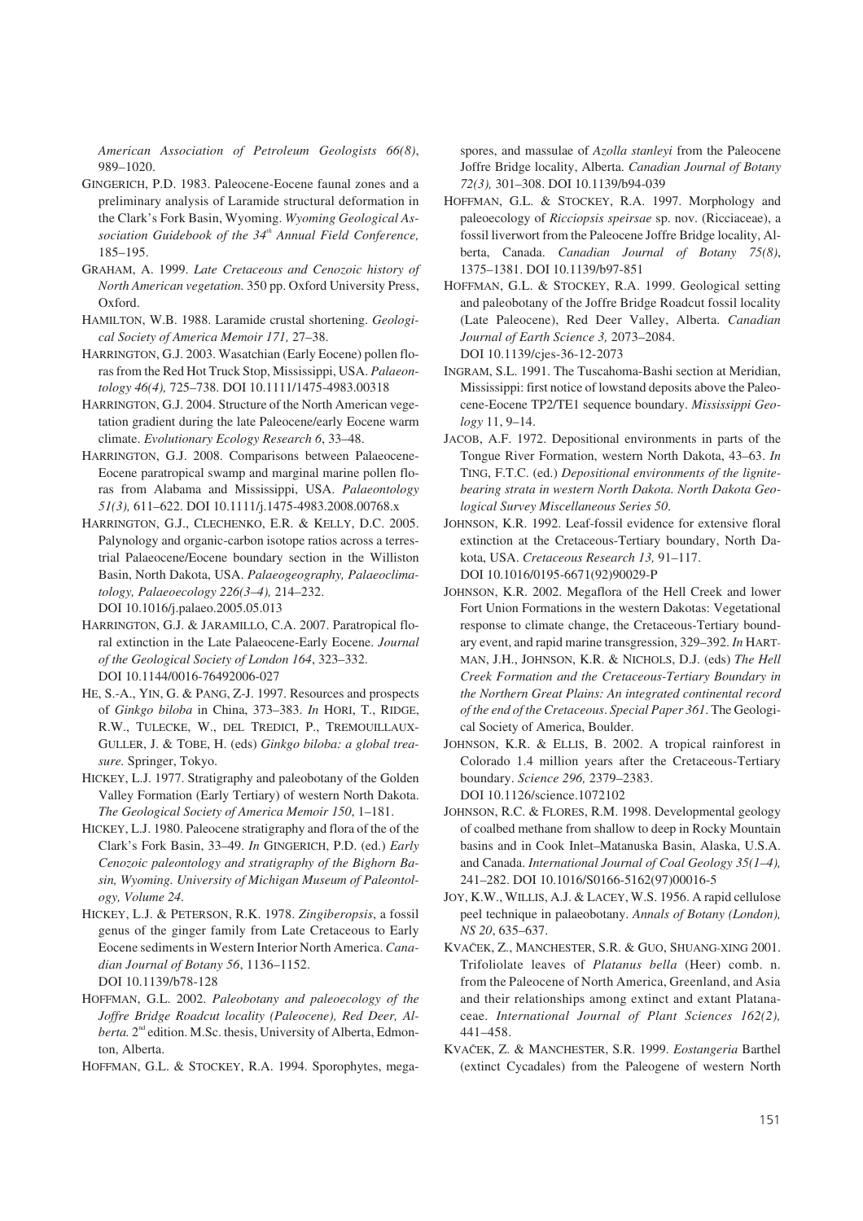*American Association of Petroleum Geologists 66(8)*, 989–1020.

GINGERICH, P.D. 1983. Paleocene-Eocene faunal zones and a preliminary analysis of Laramide structural deformation in the Clark's Fork Basin, Wyoming. *Wyoming Geological Association Guidebook of the 34th Annual Field Conference,* 185–195.

GRAHAM, A. 1999. *Late Cretaceous and Cenozoic history of North American vegetation.* 350 pp. Oxford University Press, Oxford.

HAMILTON, W.B. 1988. Laramide crustal shortening. *Geological Society of America Memoir 171,* 27–38.

HARRINGTON, G.J. 2003. Wasatchian (Early Eocene) pollen floras from the Red Hot Truck Stop, Mississippi, USA. *Palaeontology 46(4),* 725–738. DOI 10.1111/1475-4983.00318

HARRINGTON, G.J. 2004. Structure of the North American vegetation gradient during the late Paleocene/early Eocene warm climate. *Evolutionary Ecology Research 6*, 33–48.

HARRINGTON, G.J. 2008. Comparisons between Palaeocene-Eocene paratropical swamp and marginal marine pollen floras from Alabama and Mississippi, USA. *Palaeontology 51(3),* 611–622. DOI 10.1111/j.1475-4983.2008.00768.x

HARRINGTON, G.J., CLECHENKO, E.R. & KELLY, D.C. 2005. Palynology and organic-carbon isotope ratios across a terrestrial Palaeocene/Eocene boundary section in the Williston Basin, North Dakota, USA. *Palaeogeography, Palaeoclimatology, Palaeoecology 226(3–4),* 214–232. DOI 10.1016/j.palaeo.2005.05.013

HARRINGTON, G.J. & JARAMILLO, C.A. 2007. Paratropical floral extinction in the Late Palaeocene-Early Eocene. *Journal of the Geological Society of London 164*, 323–332. DOI 10.1144/0016-76492006-027

HE, S.-A., YIN, G. & PANG, Z-J. 1997. Resources and prospects of *Ginkgo biloba* in China, 373–383. *In* HORI, T., RIDGE, R.W., TULECKE, W., DEL TREDICI, P., TREMOUILLAUX-GULLER, J. & TOBE, H. (eds) *Ginkgo biloba: a global treasure.* Springer, Tokyo.

HICKEY, L.J. 1977. Stratigraphy and paleobotany of the Golden Valley Formation (Early Tertiary) of western North Dakota. *The Geological Society of America Memoir 150*, 1–181.

HICKEY, L.J. 1980. Paleocene stratigraphy and flora of the of the Clark's Fork Basin, 33–49. *In* GINGERICH, P.D. (ed.) *Early Cenozoic paleontology and stratigraphy of the Bighorn Basin, Wyoming. University of Michigan Museum of Paleontology, Volume 24*.

HICKEY, L.J. & PETERSON, R.K. 1978. *Zingiberopsis*, a fossil genus of the ginger family from Late Cretaceous to Early Eocene sediments in Western Interior North America. *Canadian Journal of Botany 56*, 1136–1152. DOI 10.1139/b78-128

HOFFMAN, G.L. 2002. *Paleobotany and paleoecology of the Joffre Bridge Roadcut locality (Paleocene), Red Deer, Alberta.* 2nd edition. M.Sc. thesis, University of Alberta, Edmonton, Alberta.

HOFFMAN, G.L. & STOCKEY, R.A. 1994. Sporophytes, megaspores, and massulae of *Azolla stanleyi* from the Paleocene Joffre Bridge locality, Alberta. *Canadian Journal of Botany 72(3),* 301–308. DOI 10.1139/b94-039

HOFFMAN, G.L. & STOCKEY, R.A. 1997. Morphology and paleoecology of *Ricciopsis speirsae* sp. nov. (Ricciaceae), a fossil liverwort from the Paleocene Joffre Bridge locality, Alberta, Canada. *Canadian Journal of Botany 75(8)*, 1375–1381. DOI 10.1139/b97-851

HOFFMAN, G.L. & STOCKEY, R.A. 1999. Geological setting and paleobotany of the Joffre Bridge Roadcut fossil locality (Late Paleocene), Red Deer Valley, Alberta. *Canadian Journal of Earth Science 3,* 2073–2084. DOI 10.1139/cjes-36-12-2073

INGRAM, S.L. 1991. The Tuscahoma-Bashi section at Meridian, Mississippi: first notice of lowstand deposits above the Paleocene-Eocene TP2/TE1 sequence boundary. *Mississippi Geology* 11, 9–14.

JACOB, A.F. 1972. Depositional environments in parts of the Tongue River Formation, western North Dakota, 43–63. *In* TING, F.T.C. (ed.) *Depositional environments of the lignite-bearing strata in western North Dakota. North Dakota Geological Survey Miscellaneous Series 50*.

JOHNSON, K.R. 1992. Leaf-fossil evidence for extensive floral extinction at the Cretaceous-Tertiary boundary, North Dakota, USA. *Cretaceous Research 13,* 91–117. DOI 10.1016/0195-6671(92)90029-P

JOHNSON, K.R. 2002. Megaflora of the Hell Creek and lower Fort Union Formations in the western Dakotas: Vegetational response to climate change, the Cretaceous-Tertiary boundary event, and rapid marine transgression, 329–392. *In* HARTMAN, J.H., JOHNSON, K.R. & NICHOLS, D.J. (eds) *The Hell Creek Formation and the Cretaceous-Tertiary Boundary in the Northern Great Plains: An integrated continental record of the end of the Cretaceous*. *Special Paper 361*. The Geological Society of America, Boulder.

JOHNSON, K.R. & ELLIS, B. 2002. A tropical rainforest in Colorado 1.4 million years after the Cretaceous-Tertiary boundary. *Science 296,* 2379–2383. DOI 10.1126/science.1072102

JOHNSON, R.C. & FLORES, R.M. 1998. Developmental geology of coalbed methane from shallow to deep in Rocky Mountain basins and in Cook Inlet–Matanuska Basin, Alaska, U.S.A. and Canada. *International Journal of Coal Geology 35(1–4),* 241–282. DOI 10.1016/S0166-5162(97)00016-5

JOY, K.W., WILLIS, A.J. & LACEY, W.S. 1956. A rapid cellulose peel technique in palaeobotany. *Annals of Botany (London), NS 20*, 635–637.

KVAČEK, Z., MANCHESTER, S.R. & GUO, SHUANG-XING 2001. Trifoliolate leaves of *Platanus bella* (Heer) comb. n. from the Paleocene of North America, Greenland, and Asia and their relationships among extinct and extant Platanaceae. *International Journal of Plant Sciences 162(2),* 441–458.

KVAČEK, Z. & MANCHESTER, S.R. 1999. *Eostangeria* Barthel (extinct Cycadales) from the Paleogene of western North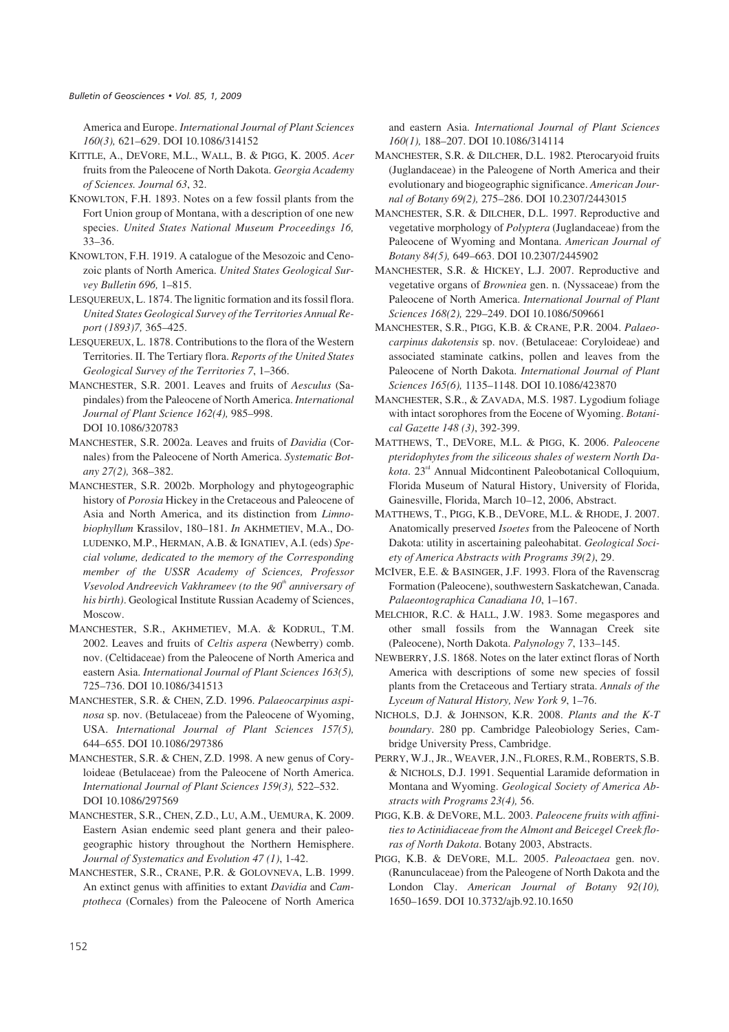America and Europe. *International Journal of Plant Sciences 160(3),* 621–629. DOI 10.1086/314152

KITTLE, A., DEVORE, M.L., WALL, B. & PIGG, K. 2005. *Acer* fruits from the Paleocene of North Dakota. *Georgia Academy of Sciences. Journal 63*, 32.

KNOWLTON, F.H. 1893. Notes on a few fossil plants from the Fort Union group of Montana, with a description of one new species. *United States National Museum Proceedings 16,* 33–36.

KNOWLTON, F.H. 1919. A catalogue of the Mesozoic and Cenozoic plants of North America. *United States Geological Survey Bulletin 696,* 1–815.

LESQUEREUX, L. 1874. The lignitic formation and its fossil flora. *United States Geological Survey of the Territories Annual Report (1893)7,* 365–425.

LESQUEREUX, L. 1878. Contributions to the flora of the Western Territories. II. The Tertiary flora. *Reports of the United States Geological Survey of the Territories 7*, 1–366.

MANCHESTER, S.R. 2001. Leaves and fruits of *Aesculus* (Sapindales) from the Paleocene of North America. *International Journal of Plant Science 162(4),* 985–998. DOI 10.1086/320783

MANCHESTER, S.R. 2002a. Leaves and fruits of *Davidia* (Cornales) from the Paleocene of North America. *Systematic Botany 27(2),* 368–382.

MANCHESTER, S.R. 2002b. Morphology and phytogeographic history of *Porosia* Hickey in the Cretaceous and Paleocene of Asia and North America, and its distinction from *Limnobiophyllum* Krassilov, 180–181. *In* AKHMETIEV, M.A., DOLUDENKO, M.P., HERMAN, A.B. & IGNATIEV, A.I. (eds) *Special volume, dedicated to the memory of the Corresponding member of the USSR Academy of Sciences, Professor Vsevolod Andreevich Vakhrameev (to the 90th anniversary of his birth)*. Geological Institute Russian Academy of Sciences, Moscow.

MANCHESTER, S.R., AKHMETIEV, M.A. & KODRUL, T.M. 2002. Leaves and fruits of *Celtis aspera* (Newberry) comb. nov. (Celtidaceae) from the Paleocene of North America and eastern Asia. *International Journal of Plant Sciences 163(5),* 725–736. DOI 10.1086/341513

MANCHESTER, S.R. & CHEN, Z.D. 1996. *Palaeocarpinus aspinosa* sp. nov. (Betulaceae) from the Paleocene of Wyoming, USA. *International Journal of Plant Sciences 157(5),* 644–655. DOI 10.1086/297386

MANCHESTER, S.R. & CHEN, Z.D. 1998. A new genus of Coryloideae (Betulaceae) from the Paleocene of North America. *International Journal of Plant Sciences 159(3),* 522–532. DOI 10.1086/297569

MANCHESTER, S.R., CHEN, Z.D., LU, A.M., UEMURA, K. 2009. Eastern Asian endemic seed plant genera and their paleogeographic history throughout the Northern Hemisphere. *Journal of Systematics and Evolution 47 (1)*, 1-42.

MANCHESTER, S.R., CRANE, P.R. & GOLOVNEVA, L.B. 1999. An extinct genus with affinities to extant *Davidia* and *Camptotheca* (Cornales) from the Paleocene of North America and eastern Asia. *International Journal of Plant Sciences 160(1),* 188–207. DOI 10.1086/314114

MANCHESTER, S.R. & DILCHER, D.L. 1982. Pterocaryoid fruits (Juglandaceae) in the Paleogene of North America and their evolutionary and biogeographic significance. *American Journal of Botany 69(2),* 275–286. DOI 10.2307/2443015

MANCHESTER, S.R. & DILCHER, D.L. 1997. Reproductive and vegetative morphology of *Polyptera* (Juglandaceae) from the Paleocene of Wyoming and Montana. *American Journal of Botany 84(5),* 649–663. DOI 10.2307/2445902

MANCHESTER, S.R. & HICKEY, L.J. 2007. Reproductive and vegetative organs of *Browniea* gen. n. (Nyssaceae) from the Paleocene of North America. *International Journal of Plant Sciences 168(2),* 229–249. DOI 10.1086/509661

MANCHESTER, S.R., PIGG, K.B. & CRANE, P.R. 2004. *Palaeocarpinus dakotensis* sp. nov. (Betulaceae: Coryloideae) and associated staminate catkins, pollen and leaves from the Paleocene of North Dakota. *International Journal of Plant Sciences 165(6),* 1135–1148. DOI 10.1086/423870

MANCHESTER, S.R., & ZAVADA, M.S. 1987. Lygodium foliage with intact sorophores from the Eocene of Wyoming. *Botanical Gazette 148 (3)*, 392-399.

MATTHEWS, T., DEVORE, M.L. & PIGG, K. 2006. *Paleocene pteridophytes from the siliceous shales of western North Dakota*. 23rd Annual Midcontinent Paleobotanical Colloquium, Florida Museum of Natural History, University of Florida, Gainesville, Florida, March 10–12, 2006, Abstract.

MATTHEWS, T., PIGG, K.B., DEVORE, M.L. & RHODE, J. 2007. Anatomically preserved *Isoetes* from the Paleocene of North Dakota: utility in ascertaining paleohabitat. *Geological Society of America Abstracts with Programs 39(2)*, 29.

MCIVER, E.E. & BASINGER, J.F. 1993. Flora of the Ravenscrag Formation (Paleocene), southwestern Saskatchewan, Canada. *Palaeontographica Canadiana 10*, 1–167.

MELCHIOR, R.C. & HALL, J.W. 1983. Some megaspores and other small fossils from the Wannagan Creek site (Paleocene), North Dakota. *Palynology 7*, 133–145.

NEWBERRY, J.S. 1868. Notes on the later extinct floras of North America with descriptions of some new species of fossil plants from the Cretaceous and Tertiary strata. *Annals of the Lyceum of Natural History, New York 9*, 1–76.

NICHOLS, D.J. & JOHNSON, K.R. 2008. *Plants and the K-T boundary*. 280 pp. Cambridge Paleobiology Series, Cambridge University Press, Cambridge.

PERRY, W.J., JR., WEAVER, J.N., FLORES, R.M., ROBERTS, S.B. & NICHOLS, D.J. 1991. Sequential Laramide deformation in Montana and Wyoming. *Geological Society of America Abstracts with Programs 23(4),* 56.

PIGG, K.B. & DEVORE, M.L. 2003. *Paleocene fruits with affinities to Actinidiaceae from the Almont and Beicegel Creek floras of North Dakota*. Botany 2003, Abstracts.

PIGG, K.B. & DEVORE, M.L. 2005. *Paleoactaea* gen. nov. (Ranunculaceae) from the Paleogene of North Dakota and the London Clay. *American Journal of Botany 92(10),* 1650–1659. DOI 10.3732/ajb.92.10.1650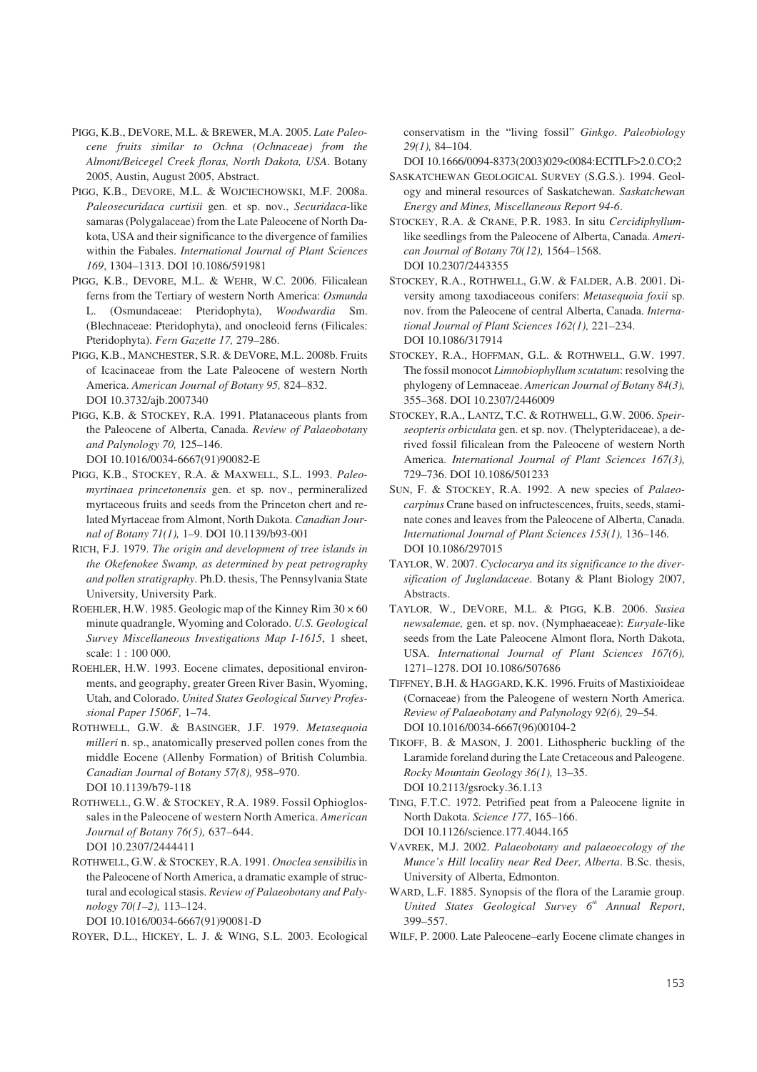PIGG, K.B., DEVORE, M.L. & BREWER, M.A. 2005. *Late Paleocene fruits similar to Ochna (Ochnaceae) from the Almont/Beicegel Creek floras, North Dakota, USA*. Botany 2005, Austin, August 2005, Abstract.

PIGG, K.B., DEVORE, M.L. & WOJCIECHOWSKI, M.F. 2008a. *Paleosecuridaca curtisii* gen. et sp. nov., *Securidaca*-like samaras (Polygalaceae) from the Late Paleocene of North Dakota, USA and their significance to the divergence of families within the Fabales. *International Journal of Plant Sciences 169*, 1304–1313. DOI 10.1086/591981

PIGG, K.B., DEVORE, M.L. & WEHR, W.C. 2006. Filicalean ferns from the Tertiary of western North America: *Osmunda* L. (Osmundaceae: Pteridophyta), *Woodwardia* Sm. (Blechnaceae: Pteridophyta), and onocleoid ferns (Filicales: Pteridophyta). *Fern Gazette 17,* 279–286.

PIGG, K.B., MANCHESTER, S.R. & DEVORE, M.L. 2008b. Fruits of Icacinaceae from the Late Paleocene of western North America. *American Journal of Botany 95,* 824–832. DOI 10.3732/ajb.2007340

PIGG, K.B. & STOCKEY, R.A. 1991. Platanaceous plants from the Paleocene of Alberta, Canada. *Review of Palaeobotany and Palynology 70,* 125–146. DOI 10.1016/0034-6667(91)90082-E

PIGG, K.B., STOCKEY, R.A. & MAXWELL, S.L. 1993. *Paleomyrtinaea princetonensis* gen. et sp. nov., permineralized myrtaceous fruits and seeds from the Princeton chert and related Myrtaceae from Almont, North Dakota. *Canadian Journal of Botany 71(1),* 1–9. DOI 10.1139/b93-001

RICH, F.J. 1979. *The origin and development of tree islands in the Okefenokee Swamp, as determined by peat petrography and pollen stratigraphy*. Ph.D. thesis, The Pennsylvania State University, University Park.

ROEHLER, H.W. 1985. Geologic map of the Kinney Rim 30 × 60 minute quadrangle, Wyoming and Colorado. *U.S. Geological Survey Miscellaneous Investigations Map I-1615*, 1 sheet, scale: 1 : 100 000.

ROEHLER, H.W. 1993. Eocene climates, depositional environments, and geography, greater Green River Basin, Wyoming, Utah, and Colorado. *United States Geological Survey Professional Paper 1506F,* 1–74.

ROTHWELL, G.W. & BASINGER, J.F. 1979. *Metasequoia milleri* n. sp., anatomically preserved pollen cones from the middle Eocene (Allenby Formation) of British Columbia. *Canadian Journal of Botany 57(8),* 958–970. DOI 10.1139/b79-118

ROTHWELL, G.W. & STOCKEY, R.A. 1989. Fossil Ophioglossales in the Paleocene of western North America. *American Journal of Botany 76(5),* 637–644. DOI 10.2307/2444411

ROTHWELL, G.W. & STOCKEY, R.A. 1991. *Onoclea sensibilis* in the Paleocene of North America, a dramatic example of structural and ecological stasis. *Review of Palaeobotany and Palynology 70(1–2),* 113–124. DOI 10.1016/0034-6667(91)90081-D

ROYER, D.L., HICKEY, L. J. & WING, S.L. 2003. Ecological conservatism in the "living fossil" *Ginkgo*. *Paleobiology 29(1),* 84–104. DOI 10.1666/0094-8373(2003)029<0084:ECITLF>2.0.CO;2

SASKATCHEWAN GEOLOGICAL SURVEY (S.G.S.). 1994. Geology and mineral resources of Saskatchewan. *Saskatchewan Energy and Mines, Miscellaneous Report 94-6*.

STOCKEY, R.A. & CRANE, P.R. 1983. In situ *Cercidiphyllum*-like seedlings from the Paleocene of Alberta, Canada. *American Journal of Botany 70(12),* 1564–1568. DOI 10.2307/2443355

STOCKEY, R.A., ROTHWELL, G.W. & FALDER, A.B. 2001. Diversity among taxodiaceous conifers: *Metasequoia foxii* sp. nov. from the Paleocene of central Alberta, Canada. *International Journal of Plant Sciences 162(1),* 221–234. DOI 10.1086/317914

STOCKEY, R.A., HOFFMAN, G.L. & ROTHWELL, G.W. 1997. The fossil monocot *Limnobiophyllum scutatum*: resolving the phylogeny of Lemnaceae. *American Journal of Botany 84(3),* 355–368. DOI 10.2307/2446009

STOCKEY, R.A., LANTZ, T.C. & ROTHWELL, G.W. 2006. *Speirseopteris orbiculata* gen. et sp. nov. (Thelypteridaceae), a derived fossil filicalean from the Paleocene of western North America. *International Journal of Plant Sciences 167(3),* 729–736. DOI 10.1086/501233

SUN, F. & STOCKEY, R.A. 1992. A new species of *Palaeocarpinus* Crane based on infructescences, fruits, seeds, staminate cones and leaves from the Paleocene of Alberta, Canada. *International Journal of Plant Sciences 153(1),* 136–146. DOI 10.1086/297015

TAYLOR, W. 2007. *Cyclocarya and its significance to the diversification of Juglandaceae*. Botany & Plant Biology 2007, Abstracts.

TAYLOR, W., DEVORE, M.L. & PIGG, K.B. 2006. *Susiea newsalemae,* gen. et sp. nov. (Nymphaeaceae): *Euryale*-like seeds from the Late Paleocene Almont flora, North Dakota, USA. *International Journal of Plant Sciences 167(6),* 1271–1278. DOI 10.1086/507686

TIFFNEY, B.H. & HAGGARD, K.K. 1996. Fruits of Mastixioideae (Cornaceae) from the Paleogene of western North America. *Review of Palaeobotany and Palynology 92(6),* 29–54. DOI 10.1016/0034-6667(96)00104-2

TIKOFF, B. & MASON, J. 2001. Lithospheric buckling of the Laramide foreland during the Late Cretaceous and Paleogene. *Rocky Mountain Geology 36(1),* 13–35. DOI 10.2113/gsrocky.36.1.13

TING, F.T.C. 1972. Petrified peat from a Paleocene lignite in North Dakota. *Science 177*, 165–166. DOI 10.1126/science.177.4044.165

VAVREK, M.J. 2002. *Palaeobotany and palaeoecology of the Munce's Hill locality near Red Deer, Alberta*. B.Sc. thesis, University of Alberta, Edmonton.

WARD, L.F. 1885. Synopsis of the flora of the Laramie group. *United States Geological Survey 6th Annual Report*, 399–557.

WILF, P. 2000. Late Paleocene–early Eocene climate changes in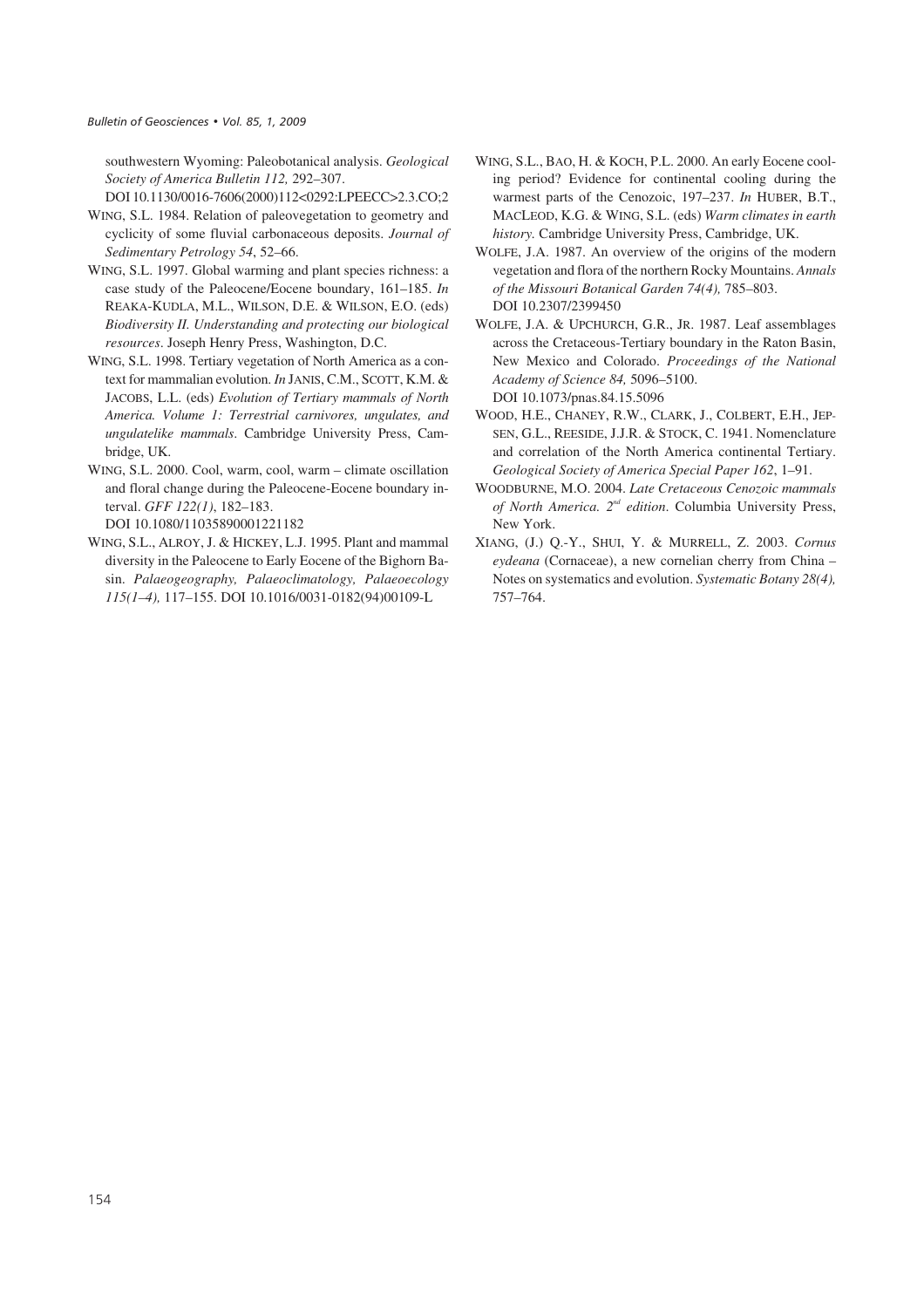southwestern Wyoming: Paleobotanical analysis. *Geological Society of America Bulletin 112,* 292–307. DOI 10.1130/0016-7606(2000)112<0292:LPEECC>2.3.CO;2

WING, S.L. 1984. Relation of paleovegetation to geometry and cyclicity of some fluvial carbonaceous deposits. *Journal of Sedimentary Petrology 54*, 52–66.

WING, S.L. 1997. Global warming and plant species richness: a case study of the Paleocene/Eocene boundary, 161–185. *In* REAKA-KUDLA, M.L., WILSON, D.E. & WILSON, E.O. (eds) *Biodiversity II. Understanding and protecting our biological resources*. Joseph Henry Press, Washington, D.C.

WING, S.L. 1998. Tertiary vegetation of North America as a context for mammalian evolution. *In* JANIS, C.M., SCOTT, K.M. & JACOBS, L.L. (eds) *Evolution of Tertiary mammals of North America. Volume 1: Terrestrial carnivores, ungulates, and ungulatelike mammals*. Cambridge University Press, Cambridge, UK.

WING, S.L. 2000. Cool, warm, cool, warm – climate oscillation and floral change during the Paleocene-Eocene boundary interval. *GFF 122(1)*, 182–183. DOI 10.1080/11035890001221182

WING, S.L., ALROY, J. & HICKEY, L.J. 1995. Plant and mammal diversity in the Paleocene to Early Eocene of the Bighorn Basin. *Palaeogeography, Palaeoclimatology, Palaeoecology 115(1–4),* 117–155. DOI 10.1016/0031-0182(94)00109-L

WING, S.L., BAO, H. & KOCH, P.L. 2000. An early Eocene cooling period? Evidence for continental cooling during the warmest parts of the Cenozoic, 197–237. *In* HUBER, B.T., MACLEOD, K.G. & WING, S.L. (eds) *Warm climates in earth history.* Cambridge University Press, Cambridge, UK.

WOLFE, J.A. 1987. An overview of the origins of the modern vegetation and flora of the northern Rocky Mountains. *Annals of the Missouri Botanical Garden 74(4),* 785–803. DOI 10.2307/2399450

WOLFE, J.A. & UPCHURCH, G.R., JR. 1987. Leaf assemblages across the Cretaceous-Tertiary boundary in the Raton Basin, New Mexico and Colorado. *Proceedings of the National Academy of Science 84,* 5096–5100. DOI 10.1073/pnas.84.15.5096

WOOD, H.E., CHANEY, R.W., CLARK, J., COLBERT, E.H., JEPSEN, G.L., REESIDE, J.J.R. & STOCK, C. 1941. Nomenclature and correlation of the North America continental Tertiary. *Geological Society of America Special Paper 162*, 1–91.

WOODBURNE, M.O. 2004. *Late Cretaceous Cenozoic mammals of North America. 2nd edition*. Columbia University Press, New York.

XIANG, (J.) Q.-Y., SHUI, Y. & MURRELL, Z. 2003. *Cornus eydeana* (Cornaceae), a new cornelian cherry from China – Notes on systematics and evolution. *Systematic Botany 28(4),* 757–764.